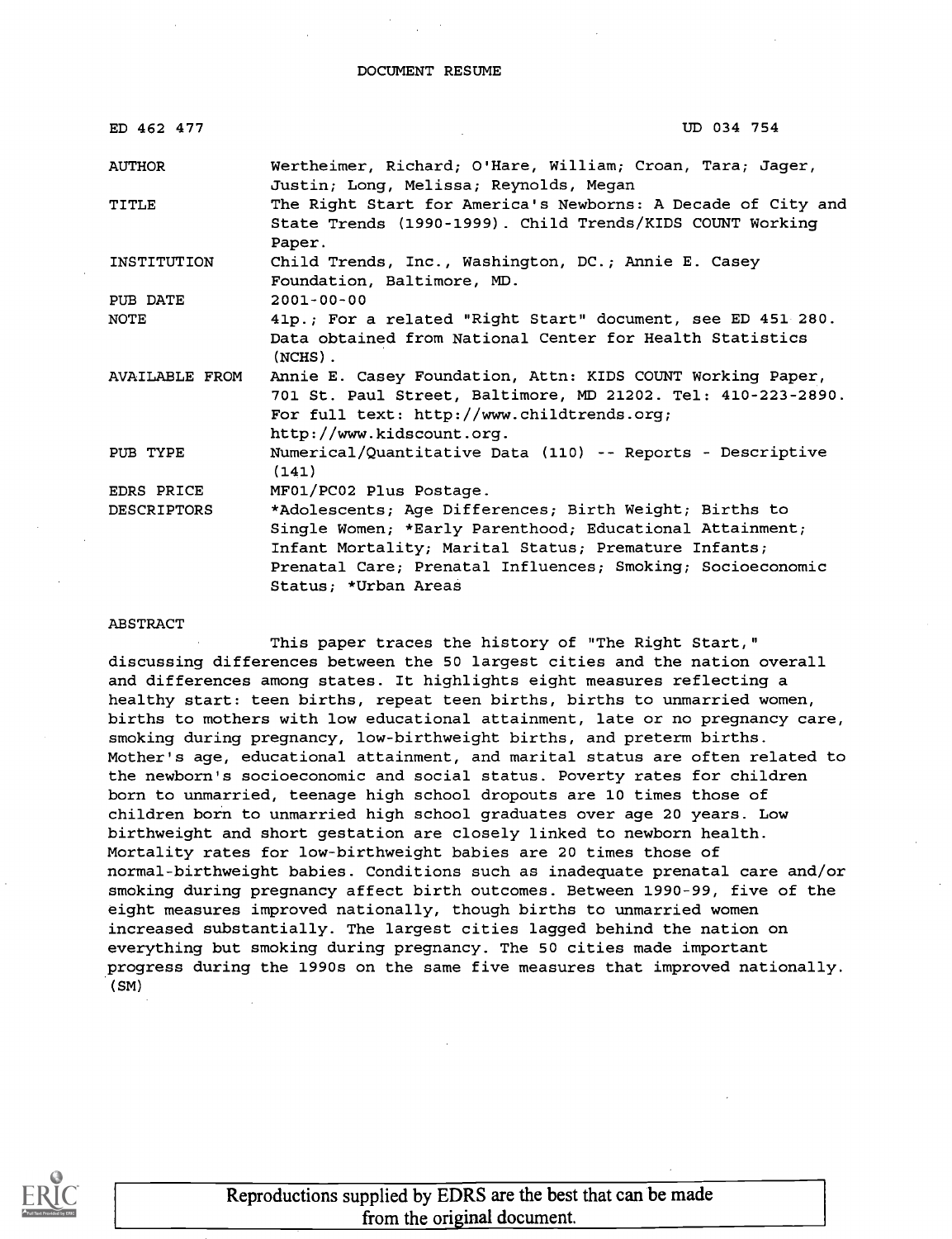DOCUMENT RESUME

| | |
|---|---|
| ED 462 477 | UD 034 754 |
| AUTHOR | Wertheimer, Richard; O'Hare, William; Croan, Tara; Jager, Justin; Long, Melissa; Reynolds, Megan |
| TITLE | The Right Start for America's Newborns: A Decade of City and State Trends (1990-1999). Child Trends/KIDS COUNT Working Paper. |
| INSTITUTION | Child Trends, Inc., Washington, DC.; Annie E. Casey Foundation, Baltimore, MD. |
| PUB DATE | 2001-00-00 |
| NOTE | 41p.; For a related "Right Start" document, see ED 451 280. Data obtained from National Center for Health Statistics (NCHS). |
| AVAILABLE FROM | Annie E. Casey Foundation, Attn: KIDS COUNT Working Paper, 701 St. Paul Street, Baltimore, MD 21202. Tel: 410-223-2890. For full text: http://www.childtrends.org; http://www.kidscount.org. |
| PUB TYPE | Numerical/Quantitative Data (110) -- Reports - Descriptive (141) |
| EDRS PRICE | MF01/PC02 Plus Postage. |
| DESCRIPTORS | *Adolescents; Age Differences; Birth Weight; Births to Single Women; *Early Parenthood; Educational Attainment; Infant Mortality; Marital Status; Premature Infants; Prenatal Care; Prenatal Influences; Smoking; Socioeconomic Status; *Urban Areas |

ABSTRACT

This paper traces the history of "The Right Start," discussing differences between the 50 largest cities and the nation overall and differences among states. It highlights eight measures reflecting a healthy start: teen births, repeat teen births, births to unmarried women, births to mothers with low educational attainment, late or no pregnancy care, smoking during pregnancy, low-birthweight births, and preterm births. Mother's age, educational attainment, and marital status are often related to the newborn's socioeconomic and social status. Poverty rates for children born to unmarried, teenage high school dropouts are 10 times those of children born to unmarried high school graduates over age 20 years. Low birthweight and short gestation are closely linked to newborn health. Mortality rates for low-birthweight babies are 20 times those of normal-birthweight babies. Conditions such as inadequate prenatal care and/or smoking during pregnancy affect birth outcomes. Between 1990-99, five of the eight measures improved nationally, though births to unmarried women increased substantially. The largest cities lagged behind the nation on everything but smoking during pregnancy. The 50 cities made important progress during the 1990s on the same five measures that improved nationally. (SM)

Reproductions supplied by EDRS are the best that can be made from the original document.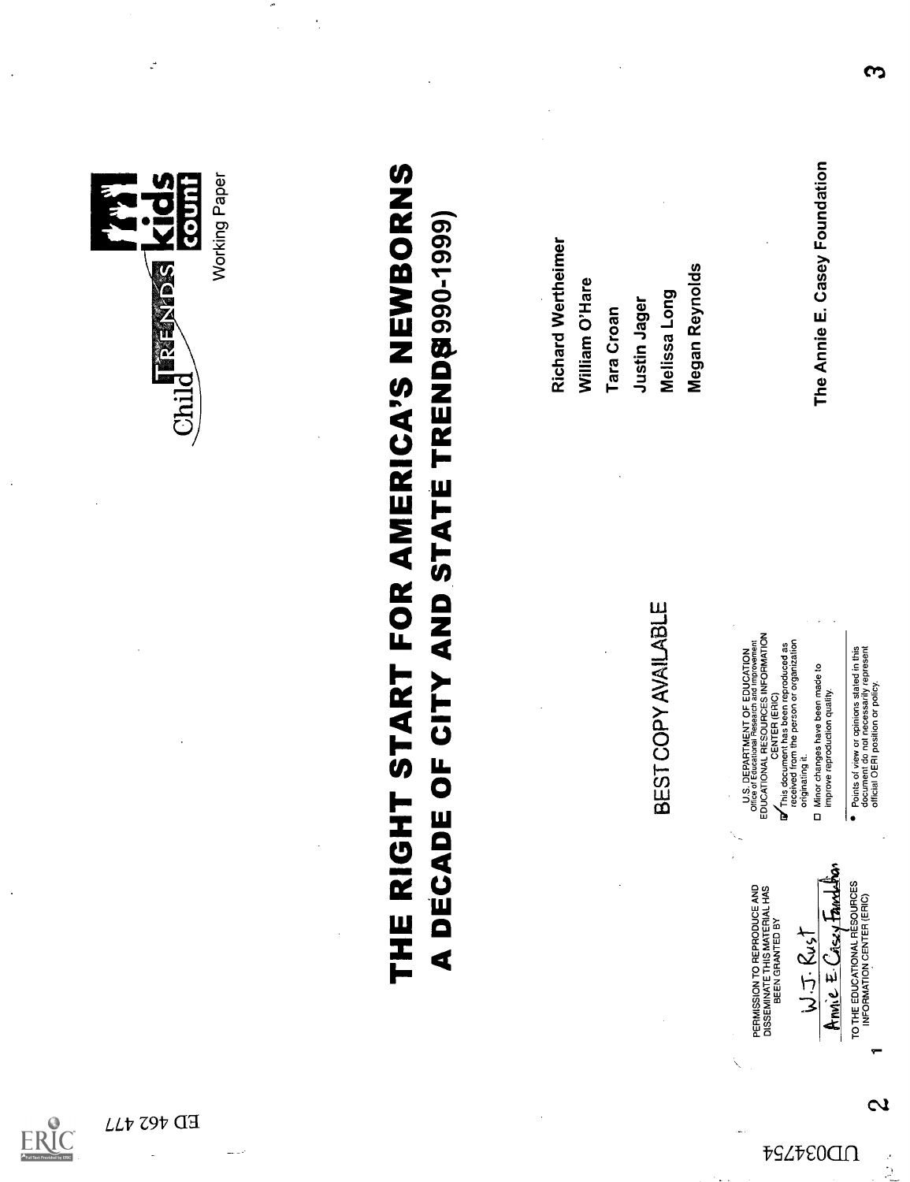ED 462 477

UD034754

Child TRENDS kids count

Working Paper

# THE RIGHT START FOR AMERICA'S NEWBORNS

## A DECADE OF CITY AND STATE TRENDS (1990-1999)

Richard Wertheimer

William O'Hare

Tara Croan

Justin Jager

Melissa Long

Megan Reynolds

The Annie E. Casey Foundation

BEST COPY AVAILABLE

PERMISSION TO REPRODUCE AND DISSEMINATE THIS MATERIAL HAS BEEN GRANTED BY

W.J. Rust
Annie E. Casey Foundation

TO THE EDUCATIONAL RESOURCES INFORMATION CENTER (ERIC)

U.S. DEPARTMENT OF EDUCATION
Office of Educational Research and Improvement
EDUCATIONAL RESOURCES INFORMATION CENTER (ERIC)

- ☑ This document has been reproduced as received from the person or organization originating it.
- ☐ Minor changes have been made to improve reproduction quality.

- Points of view or opinions stated in this document do not necessarily represent official OERI position or policy.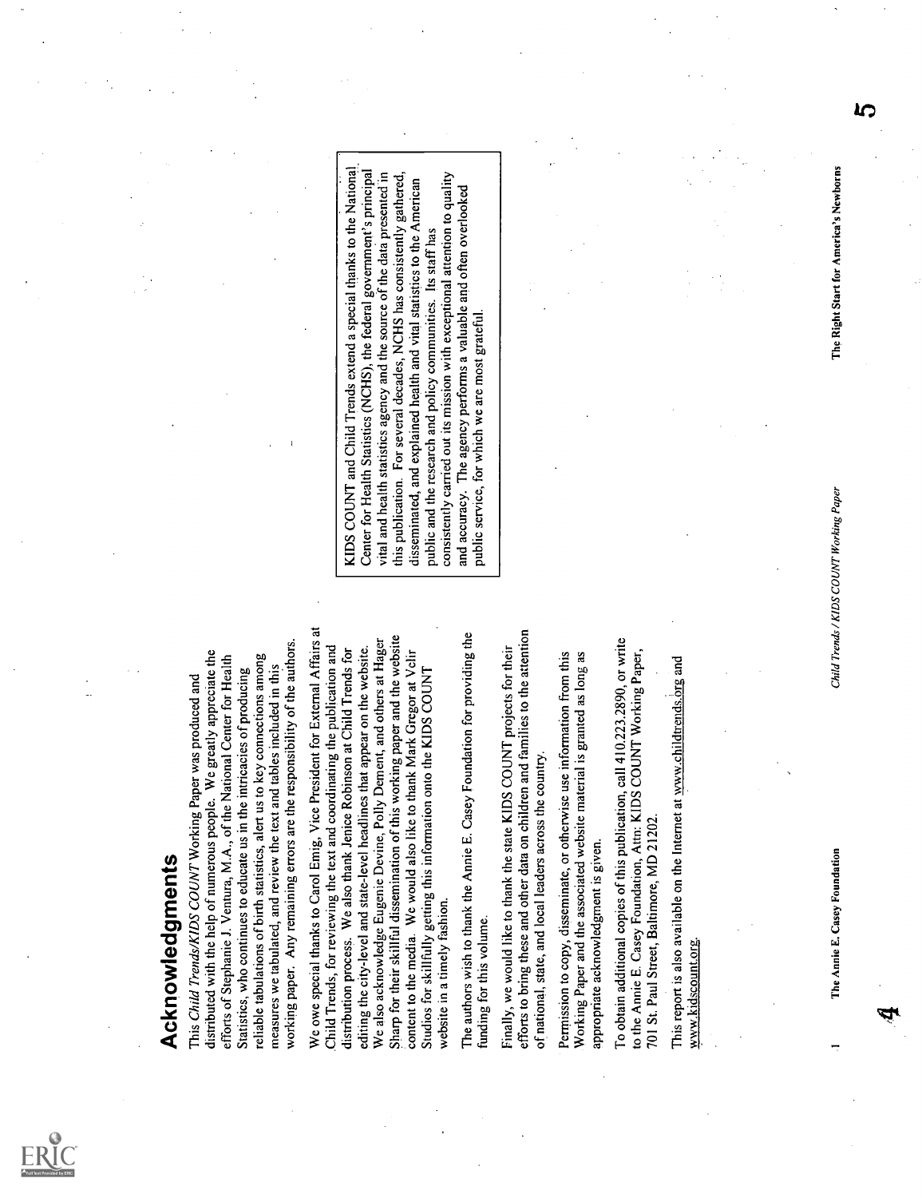# Acknowledgments

This *Child Trends/KIDS COUNT* Working Paper was produced and distributed with the help of numerous people. We greatly appreciate the efforts of Stephanie J. Ventura, M.A., of the National Center for Health Statistics, who continues to educate us in the intricacies of producing reliable tabulations of birth statistics, alert us to key connections among measures we tabulated, and review the text and tables included in this working paper. Any remaining errors are the responsibility of the authors.

We owe special thanks to Carol Emig, Vice President for External Affairs at Child Trends, for reviewing the text and coordinating the publication and distribution process. We also thank Jenice Robinson at Child Trends for editing the city-level and state-level headlines that appear on the website. We also acknowledge Eugenie Devine, Polly Dement, and others at Hager Sharp for their skillful dissemination of this working paper and the website content to the media. We would also like to thank Mark Gregor at Velir Studios for skillfully getting this information onto the KIDS COUNT website in a timely fashion.

The authors wish to thank the Annie E. Casey Foundation for providing the funding for this volume.

Finally, we would like to thank the state KIDS COUNT projects for their efforts to bring these and other data on children and families to the attention of national, state, and local leaders across the country.

Permission to copy, disseminate, or otherwise use information from this Working Paper and the associated website material is granted as long as appropriate acknowledgment is given.

To obtain additional copies of this publication, call 410.223.2890, or write to the Annie E. Casey Foundation, Attn: KIDS COUNT Working Paper, 701 St. Paul Street, Baltimore, MD 21202.

This report is also available on the Internet at www.childtrends.org and www.kidscount.org.

KIDS COUNT and Child Trends extend a special thanks to the National Center for Health Statistics (NCHS), the federal government's principal vital and health statistics agency and the source of the data presented in this publication. For several decades, NCHS has consistently gathered, disseminated, and explained health and vital statistics to the American public and the research and policy communities. Its staff has consistently carried out its mission with exceptional attention to quality and accuracy. The agency performs a valuable and often overlooked public service, for which we are most grateful.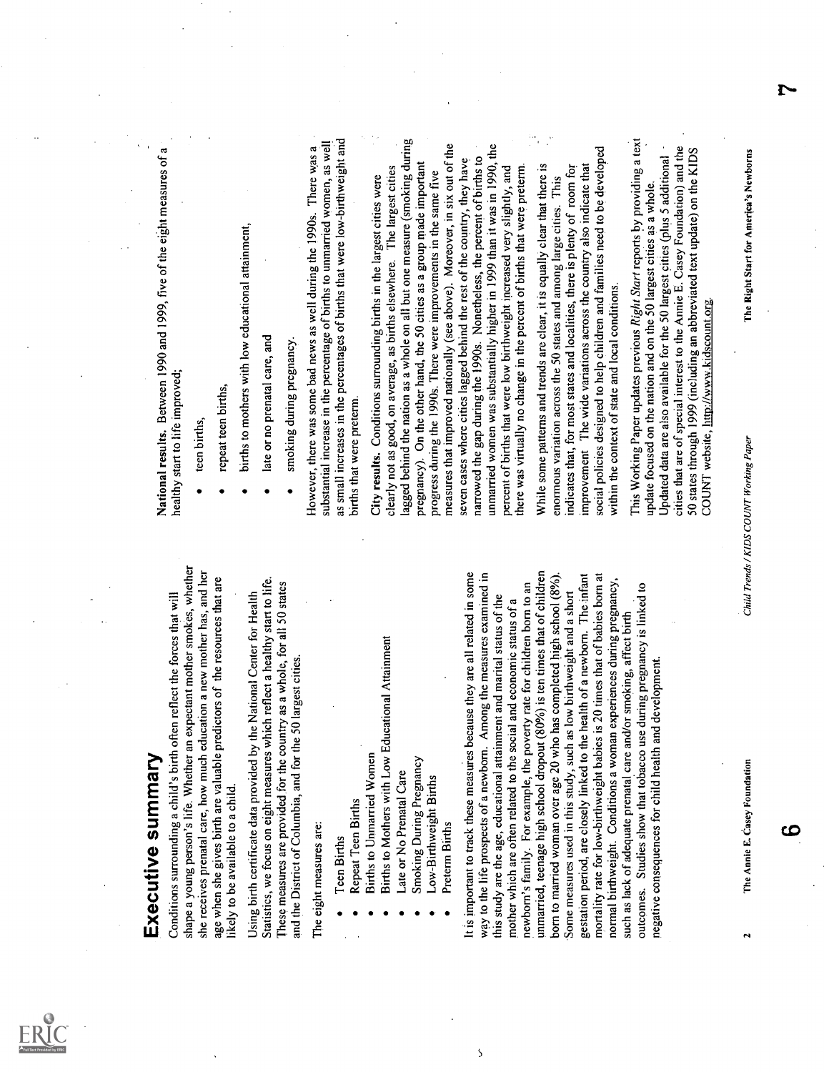# Executive summary

Conditions surrounding a child's birth often reflect the forces that will shape a young person's life. Whether an expectant mother smokes, whether she receives prenatal care, how much education a new mother has, and her age when she gives birth are valuable predictors of the resources that are likely to be available to a child.

Using birth certificate data provided by the National Center for Health Statistics, we focus on eight measures which reflect a healthy start to life. These measures are provided for the country as a whole, for all 50 states and the District of Columbia, and for the 50 largest cities.

The eight measures are:

- Teen Births
- Repeat Teen Births
- Births to Unmarried Women
- Births to Mothers with Low Educational Attainment
- Late or No Prenatal Care
- Smoking During Pregnancy
- Low-Birthweight Births
- Preterm Births

It is important to track these measures because they are all related in some way to the life prospects of a newborn. Among the measures examined in this study are the age, educational attainment and marital status of the mother which are often related to the social and economic status of a newborn's family. For example, the poverty rate for children born to an unmarried, teenage high school dropout (80%) is ten times that of children born to married woman over age 20 who has completed high school (8%). Some measures used in this study, such as low birthweight and a short gestation period, are closely linked to the health of a newborn. The infant mortality rate for low-birthweight babies is 20 times that of babies born at normal birthweight. Conditions a woman experiences during pregnancy, such as lack of adequate prenatal care and/or smoking, affect birth outcomes. Studies show that tobacco use during pregnancy is linked to negative consequences for child health and development.

**National results.** Between 1990 and 1999, five of the eight measures of a healthy start to life improved;

- teen births,
- repeat teen births,
- births to mothers with low educational attainment,
- late or no prenatal care, and
- smoking during pregnancy.

However, there was some bad news as well during the 1990s. There was a substantial increase in the percentage of births to unmarried women, as well as small increases in the percentages of births that were low-birthweight and births that were preterm.

**City results.** Conditions surrounding births in the largest cities were clearly not as good, on average, as births elsewhere. The largest cities lagged behind the nation as a whole on all but one measure (smoking during pregnancy). On the other hand, the 50 cities as a group made important progress during the 1990s. There were improvements in the same five measures that improved nationally (see above). Moreover, in six out of the seven cases where cities lagged behind the rest of the country, they have narrowed the gap during the 1990s. Nonetheless, the percent of births to unmarried women was substantially higher in 1999 than it was in 1990, the percent of births that were low birthweight increased very slightly, and there was virtually no change in the percent of births that were preterm.

While some patterns and trends are clear, it is equally clear that there is enormous variation across the 50 states and among large cities. This indicates that, for most states and localities, there is plenty of room for improvement. The wide variations across the country also indicate that social policies designed to help children and families need to be developed within the context of state and local conditions.

This Working Paper updates previous *Right Start* reports by providing a text update focused on the nation and on the 50 largest cities as a whole. Updated data are also available for the 50 largest cities (plus 5 additional cities that are of special interest to the Annie E. Casey Foundation) and the 50 states through 1999 (including an abbreviated text update) on the KIDS COUNT website, http://www.kidscount.org.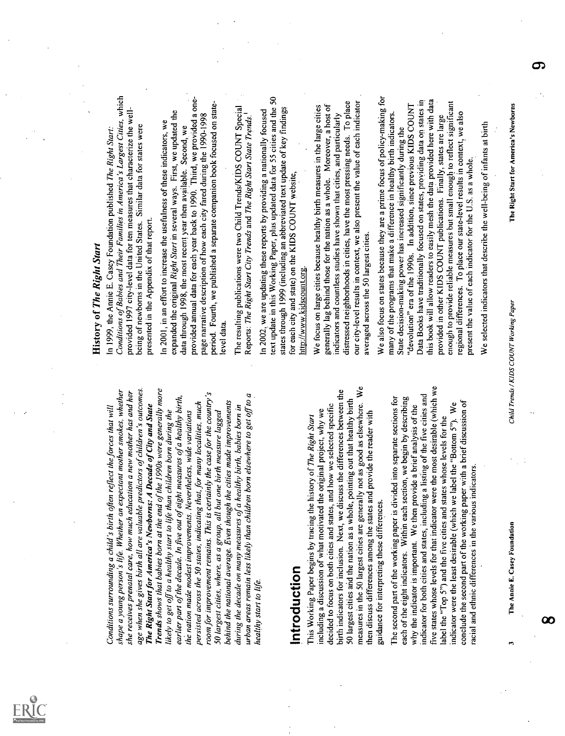*Conditions surrounding a child's birth often reflect the forces that will shape a young person's life. Whether an expectant mother smokes, whether she receives prenatal care, how much education a new mother has and her age when she gives birth all are valuable predictors of children's outcomes.* ***The Right Start for America's Newborns: A Decade of City and State Trends*** *shows that babies born at the end of the 1990s were generally more likely to get off to a healthy start to life than children born during the earlier part of the decade. In five out of eight measures of a healthy birth, the nation made modest improvements. Nevertheless, wide variations persisted across the 50 states, indicating that, for many localities, much room for improvement remains. This is certainly the case for the country's 50 largest cities, where, as a group, all but one birth measure lagged behind the national average. Even though the cities made improvements during the decade on many measures of a healthy birth, babies born in urban areas remain less likely than children born elsewhere to get off to a healthy start to life.*

# Introduction

This Working Paper begins by tracing the history of *The Right Start* including a discussion of what motivated the original project, why we decided to focus on both cities and states, and how we selected specific birth indicators for inclusion. Next, we discuss the differences between the 50 largest cities and the nation as a whole, pointing out that healthy birth measures in the 50 largest cities are generally not as good as elsewhere. We then discuss differences among the states and provide the reader with guidance for interpreting these differences.

The second part of the working paper is divided into separate sections for each of the eight indicators. Within each section, we begin by describing why the indicator is important. We then provide a brief analysis of the indicator for both cities and states, including a listing of the five cities and five states whose levels for that indicator were the most desirable (which we label the "Top 5") and the five cities and states whose levels for the indicator were the least desirable (which we label the "Bottom 5"). We conclude the second part of the working paper with a brief discussion of racial and ethnic differences in the various indicators.

## History of *The Right Start*

In 1999, the Annie E. Casey Foundation published *The Right Start: Conditions of Babies and Their Families in America's Largest Cities*, which provided 1997 city-level data for ten measures that characterize the well-being of newborns in the United States. Similar data for states were presented in the Appendix of that report.

In 2001, in an effort to increase the usefulness of these indicators, we expanded the original *Right Start* in several ways. First, we updated the data through 1998, the most recent year then available. Second, we provided annual data for each year back to 1990. Third, we provided a one-page narrative description of how each city fared during the 1990-1998 period. Fourth, we published a separate companion book focused on state-level data.

The resulting publications were two Child Trends/KIDS COUNT Special Reports: *The Right Start City Trends* and *The Right Start State Trends*.[1]

In 2002, we are updating these reports by providing a nationally focused text update in this Working Paper, plus updated data for 55 cities and the 50 states through 1999 (including an abbreviated text update of key findings for each city and state) on the KIDS COUNT website, http://www.kidscount.org.

We focus on large cities because healthy birth measures in the large cities generally lag behind those for the nation as a whole. Moreover, a host of indicators and countless studies have shown that cities, and particularly distressed neighborhoods in cities, have the most pressing needs. To place our city-level results in context, we also present the value of each indicator averaged across the 50 largest cities.

We also focus on states because they are a prime focus of policy-making for many of the programs that make a difference in healthy birth indicators. State decision-making power has increased significantly during the "devolution" era of the 1990s. In addition, since previous KIDS COUNT Data Books have traditionally focused on states, providing data on states in this book will allow readers to easily mesh the data provided here with data provided in other KIDS COUNT publications. Finally, states are large enough to provide reliable measures but small enough to reflect significant regional differences. To place our state-level results in context, we also present the value of each indicator for the U.S. as a whole.

We selected indicators that describe the well-being of infants at birth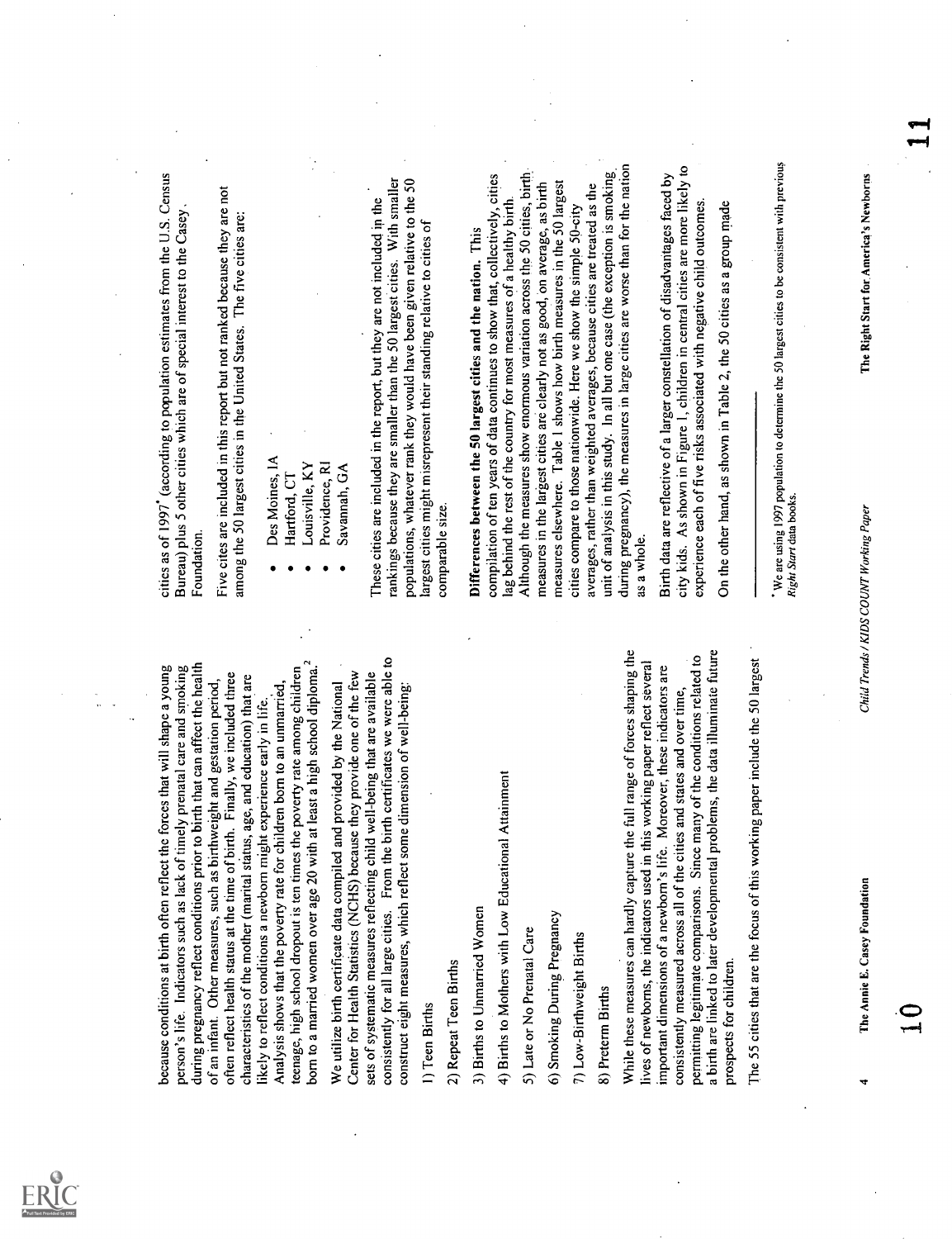because conditions at birth often reflect the forces that will shape a young person's life. Indicators such as lack of timely prenatal care and smoking during pregnancy reflect conditions prior to birth that can affect the health of an infant. Other measures, such as birthweight and gestation period, often reflect health status at the time of birth. Finally, we included three characteristics of the mother (marital status, age, and education) that are likely to reflect conditions a newborn might experience early in life. Analysis shows that the poverty rate for children born to an unmarried, teenage, high school dropout is ten times the poverty rate among children born to a married women over age 20 with at least a high school diploma.[2]

We utilize birth certificate data compiled and provided by the National Center for Health Statistics (NCHS) because they provide one of the few sets of systematic measures reflecting child well-being that are available consistently for all large cities. From the birth certificates we were able to construct eight measures, which reflect some dimension of well-being:

1) Teen Births

2) Repeat Teen Births

3) Births to Unmarried Women

4) Births to Mothers with Low Educational Attainment

5) Late or No Prenatal Care

6) Smoking During Pregnancy

7) Low-Birthweight Births

8) Preterm Births

While these measures can hardly capture the full range of forces shaping the lives of newborns, the indicators used in this working paper reflect several important dimensions of a newborn's life. Moreover, these indicators are consistently measured across all of the cities and states and over time, permitting legitimate comparisons. Since many of the conditions related to a birth are linked to later developmental problems, the data illuminate future prospects for children.

The 55 cities that are the focus of this working paper include the 50 largest cities as of 1997* (according to population estimates from the U.S. Census Bureau) plus 5 other cities which are of special interest to the Casey Foundation.

Five cites are included in this report but not ranked because they are not among the 50 largest cities in the United States. The five cities are:

- Des Moines, IA
- Hartford, CT
- Louisville, KY
- Providence, RI
- Savannah, GA

These cities are included in the report, but they are not included in the rankings because they are smaller than the 50 largest cities. With smaller populations, whatever rank they would have been given relative to the 50 largest cities might misrepresent their standing relative to cities of comparable size.

**Differences between the 50 largest cities and the nation.** This compilation of ten years of data continues to show that, collectively, cities lag behind the rest of the country for most measures of a healthy birth. Although the measures show enormous variation across the 50 cities, birth measures in the largest cities are clearly not as good, on average, as birth measures elsewhere. Table 1 shows how birth measures in the 50 largest cities compare to those nationwide. Here we show the simple 50-city averages, rather than weighted averages, because cities are treated as the unit of analysis in this study. In all but one case (the exception is smoking during pregnancy), the measures in large cities are worse than for the nation as a whole.

Birth data are reflective of a larger constellation of disadvantages faced by city kids. As shown in Figure 1, children in central cities are more likely to experience each of five risks associated with negative child outcomes.

On the other hand, as shown in Table 2, the 50 cities as a group made

---

*We are using 1997 population to determine the 50 largest cities to be consistent with previous *Right Start* data books.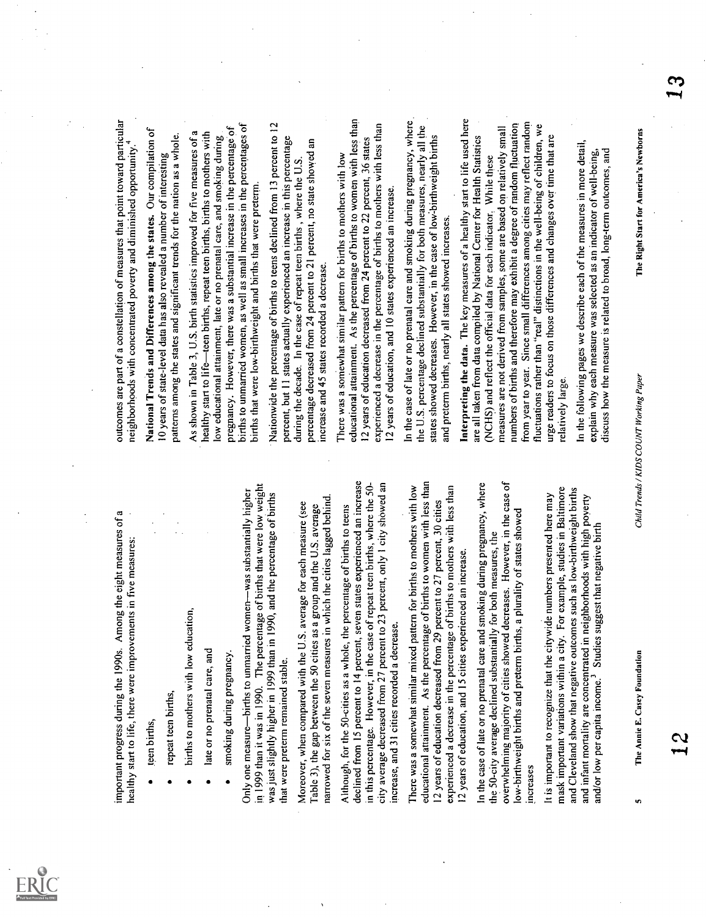important progress during the 1990s. Among the eight measures of a healthy start to life, there were improvements in five measures:

- teen births,
- repeat teen births,
- births to mothers with low education,
- late or no prenatal care, and
- smoking during pregnancy.

Only one measure—births to unmarried women—was substantially higher in 1999 than it was in 1990. The percentage of births that were low weight was just slightly higher in 1999 than in 1990, and the percentage of births that were preterm remained stable.

Moreover, when compared with the U.S. average for each measure (see Table 3), the gap between the 50 cities as a group and the U.S. average narrowed for six of the seven measures in which the cities lagged behind.

Although, for the 50-cities as a whole, the percentage of births to teens declined from 15 percent to 14 percent, seven states experienced an increase in this percentage. However, in the case of repeat teen births, where the 50-city average decreased from 27 percent to 23 percent, only 1 city showed an increase, and 31 cities recorded a decrease.

There was a somewhat similar mixed pattern for births to mothers with low educational attainment. As the percentage of births to women with less than 12 years of education decreased from 29 percent to 27 percent, 30 cities experienced a decrease in the percentage of births to mothers with less than 12 years of education, and 15 cities experienced an increase.

In the case of late or no prenatal care and smoking during pregnancy, where the 50-city average declined substantially for both measures, the overwhelming majority of cities showed decreases. However, in the case of low-birthweight births and preterm births, a plurality of states showed increases

It is important to recognize that the citywide numbers presented here may mask important variations within a city. For example, studies in Baltimore and Cleveland show that negative outcomes such as low-birthweight births and infant mortality are concentrated in neighborhoods with high poverty and/or low per capita income.[3] Studies suggest that negative birth outcomes are part of a constellation of measures that point toward particular neighborhoods with concentrated poverty and diminished opportunity.[4]

**National Trends and Differences among the states.** Our compilation of 10 years of state-level data has also revealed a number of interesting patterns among the states and significant trends for the nation as a whole.

As shown in Table 3, U.S. birth statistics improved for five measures of a healthy start to life—teen births, repeat teen births, births to mothers with low educational attainment, late or no prenatal care, and smoking during pregnancy. However, there was a substantial increase in the percentage of births to unmarried women, as well as small increases in the percentages of births that were low-birthweight and births that were preterm.

Nationwide the percentage of births to teens declined from 13 percent to 12 percent, but 11 states actually experienced an increase in this percentage during the decade. In the case of repeat teen births , where the U.S. percentage decreased from 24 percent to 21 percent, no state showed an increase and 45 states recorded a decrease.

There was a somewhat similar pattern for births to mothers with low educational attainment. As the percentage of births to women with less than 12 years of education decreased from 24 percent to 22 percent, 36 states experienced a decrease in the percentage of births to mothers with less than 12 years of education, and 10 states experienced an increase.

In the case of late or no prenatal care and smoking during pregnancy, where the U.S. percentage declined substantially for both measures, nearly all the states showed decreases. However, in the case of low-birthweight births and preterm births, nearly all states showed increases.

**Interpreting the data.** The key measures of a healthy start to life used here are all taken from data compiled by National Center for Health Statistics (NCHS) and reflect the official data for each indicator. While these measures are not derived from samples, some are based on relatively small numbers of births and therefore may exhibit a degree of random fluctuation from year to year. Since small differences among cities may reflect random fluctuations rather than "real" distinctions in the well-being of children, we urge readers to focus on those differences and changes over time that are relatively large.

In the following pages we describe each of the measures in more detail, explain why each measure was selected as an indicator of well-being, discuss how the measure is related to broad, long-term outcomes, and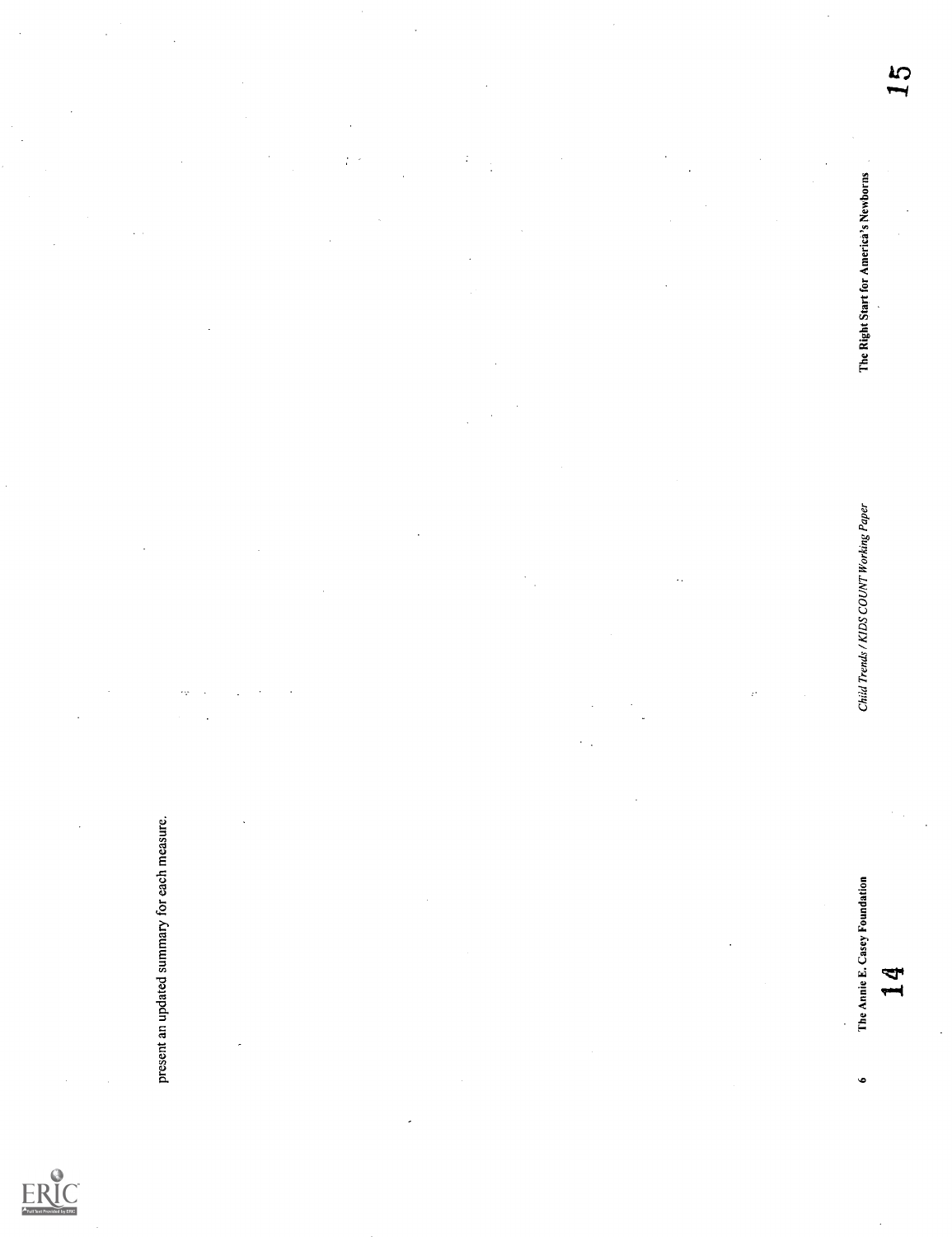present an updated summary for each measure.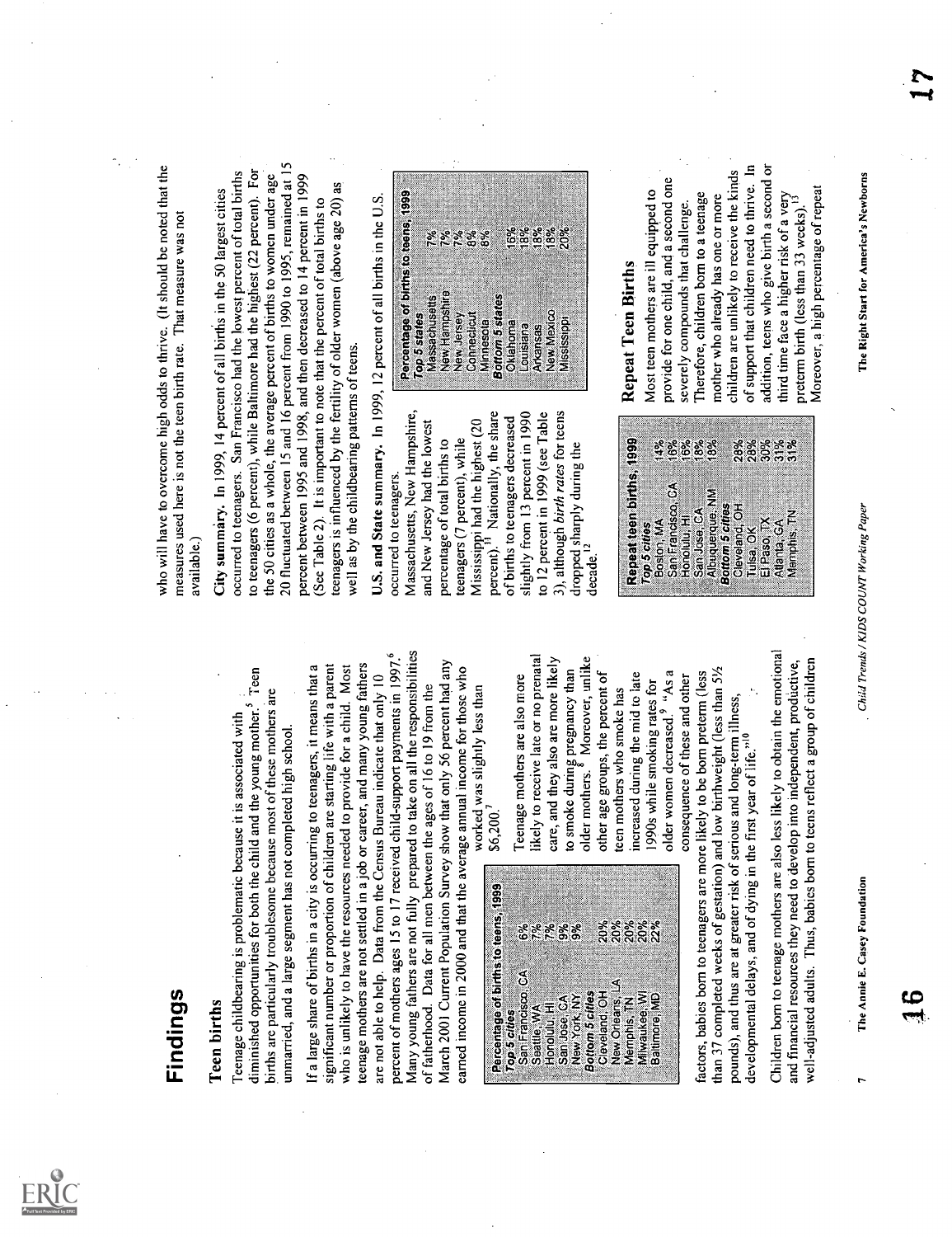# Findings

## Teen births

Teenage childbearing is problematic because it is associated with diminished opportunities for both the child and the young mother.[5] Teen births are particularly troublesome because most of these mothers are unmarried, and a large segment has not completed high school.

If a large share of births in a city is occurring to teenagers, it means that a significant number or proportion of children are starting life with a parent who is unlikely to have the resources needed to provide for a child. Most teenage mothers are not settled in a job or career, and many young fathers are not able to help. Data from the Census Bureau indicate that only 10 percent of mothers ages 15 to 17 received child-support payments in 1997.[6] Many young fathers are not fully prepared to take on all the responsibilities of fatherhood. Data for all men between the ages of 16 to 19 from the March 2001 Current Population Survey show that only 56 percent had any earned income in 2000 and that the average annual income for those who worked was slightly less than $6,200.[7]

| Percentage of births to teens, 1999 | |
|---|---|
| **Top 5 cities** | |
| San Francisco, CA | 6% |
| Seattle, WA | 7% |
| Honolulu, HI | 7% |
| San Jose, CA | 9% |
| New York, NY | 9% |
| **Bottom 5 cities** | |
| Cleveland, OH | 20% |
| New Orleans, LA | 20% |
| Memphis, TN | 20% |
| Milwaukee, WI | 20% |
| Baltimore, MD | 22% |

Teenage mothers are also more likely to receive late or no prenatal care, and they also are more likely to smoke during pregnancy than older mothers.[8] Moreover, unlike other age groups, the percent of teen mothers who smoke has increased during the mid to late 1990s while smoking rates for older women decreased.[9] "As a consequence of these and other factors, babies born to teenagers are more likely to be born preterm (less than 37 completed weeks of gestation) and low birthweight (less than 5½ pounds), and thus are at greater risk of serious and long-term illness, developmental delays, and of dying in the first year of life."[10]

Children born to teenage mothers are also less likely to obtain the emotional and financial resources they need to develop into independent, productive, well-adjusted adults. Thus, babies born to teens reflect a group of children who will have to overcome high odds to thrive. (It should be noted that the measures used here is not the teen birth rate. That measure was not available.)

**City summary.** In 1999, 14 percent of all births in the 50 largest cities occurred to teenagers. San Francisco had the lowest percent of total births to teenagers (6 percent), while Baltimore had the highest (22 percent). For the 50 cities as a whole, the average percent of births to women under age 20 fluctuated between 15 and 16 percent from 1990 to 1995, remained at 15 percent between 1995 and 1998, and then decreased to 14 percent in 1999 (See Table 2). It is important to note that the percent of total births to teenagers is influenced by the fertility of older women (above age 20) as well as by the childbearing patterns of teens.

**U.S. and State summary.** In 1999, 12 percent of all births in the U.S. occurred to teenagers. Massachusetts, New Hampshire, and New Jersey had the lowest percentage of total births to teenagers (7 percent), while Mississippi had the highest (20 percent).[11] Nationally, the share of births to teenagers decreased slightly from 13 percent in 1990 to 12 percent in 1999 (see Table 3), although *birth rates* for teens dropped sharply during the decade.[12]

| Percentage of births to teens, 1999 | |
|---|---|
| **Top 5 states** | |
| Massachusetts | 7% |
| New Hampshire | 7% |
| New Jersey | 7% |
| Connecticut | 8% |
| Minnesota | 8% |
| **Bottom 5 states** | |
| Oklahoma | 16% |
| Louisiana | 18% |
| Arkansas | 18% |
| New Mexico | 18% |
| Mississippi | 20% |

| Repeat teen births, 1999 | |
|---|---|
| **Top 5 cities** | |
| Boston, MA | 14% |
| San Francisco, CA | 16% |
| Honolulu, HI | 16% |
| San Jose, CA | 18% |
| Albuquerque, NM | 18% |
| **Bottom 5 cities** | |
| Cleveland, OH | 28% |
| Tulsa, OK | 28% |
| El Paso, TX | 30% |
| Atlanta, GA | 31% |
| Memphis, TN | 31% |

## Repeat Teen Births

Most teen mothers are ill equipped to provide for one child, and a second one severely compounds that challenge. Therefore, children born to a teenage mother who already has one or more children are unlikely to receive the kinds of support that children need to thrive. In addition, teens who give birth a second or third time face a higher risk of a very preterm birth (less than 33 weeks).[13] Moreover, a high percentage of repeat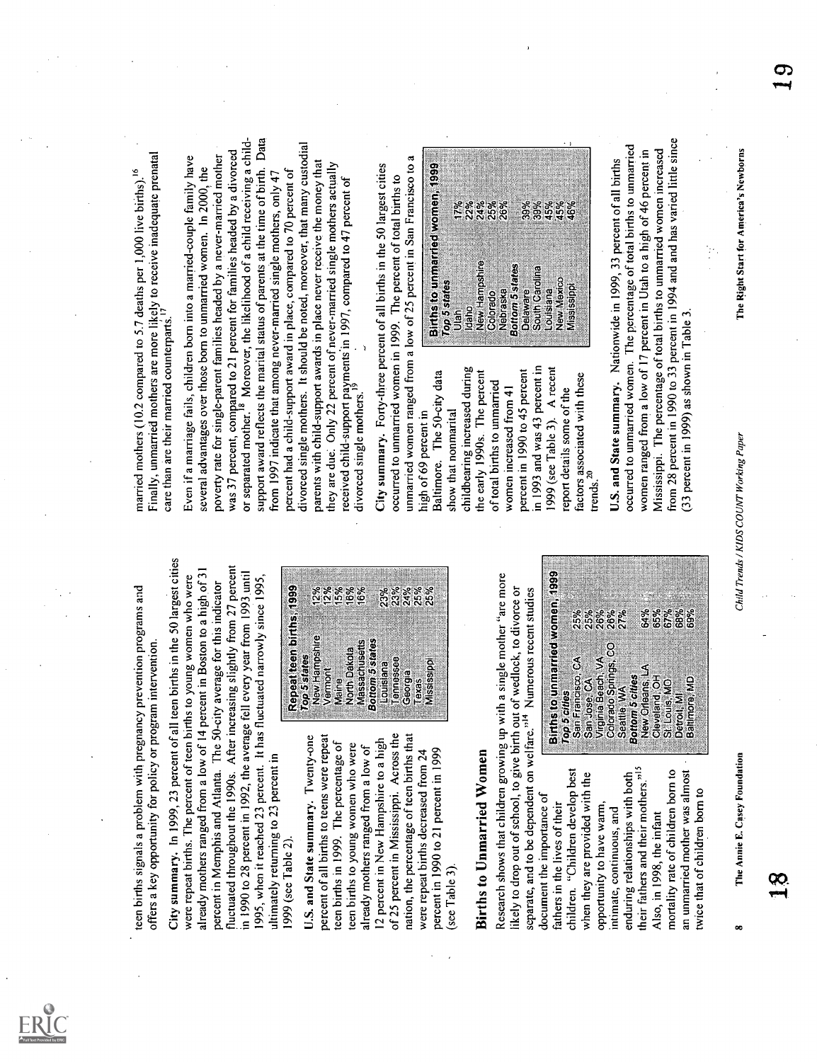teen births signals a problem with pregnancy prevention programs and offers a key opportunity for policy or program intervention.

**City summary.** In 1999, 23 percent of all teen births in the 50 largest cities were repeat births. The percent of teen births to young women who were already mothers ranged from a low of 14 percent in Boston to a high of 31 percent in Memphis and Atlanta. The 50-city average for this indicator fluctuated throughout the 1990s. After increasing slightly from 27 percent in 1990 to 28 percent in 1992, the average fell every year from 1993 until 1995, when it reached 23 percent. It has fluctuated narrowly since 1995, ultimately returning to 23 percent in 1999 (see Table 2).

**U.S. and State summary.** Twenty-one percent of all births to teens were repeat teen births in 1999. The percentage of teen births to young women who were already mothers ranged from a low of 12 percent in New Hampshire to a high of 25 percent in Mississippi. Across the nation, the percentage of teen births that were repeat births decreased from 24 percent in 1990 to 21 percent in 1999 (see Table 3).

| Repeat teen births, 1999 | |
|---|---|
| *Top 5 states* | |
| New Hampshire | 12% |
| Vermont | 12% |
| Maine | 15% |
| North Dakota | 16% |
| Massachusetts | 16% |
| *Bottom 5 states* | |
| Louisiana | 23% |
| Tennessee | 23% |
| Georgia | 24% |
| Texas | 25% |
| Mississippi | 25% |

## Births to Unmarried Women

Research shows that children growing up with a single mother "are more likely to drop out of school, to give birth out of wedlock, to divorce or separate, and to be dependent on welfare."[14] Numerous recent studies document the importance of fathers in the lives of their children. "Children develop best when they are provided with the opportunity to have warm, intimate, continuous, and enduring relationships with both their fathers and their mothers."[15] Also, in 1998, the infant mortality rate of children born to an unmarried mother was almost twice that of children born to married mothers (10.2 compared to 5.7 deaths per 1,000 live births).[16] Finally, unmarried mothers are more likely to receive inadequate prenatal care than are their married counterparts.[17]

| Births to unmarried women, 1999 | |
|---|---|
| *Top 5 cities* | |
| San Francisco, CA | 25% |
| San Jose, CA | 25% |
| Virginia Beach, VA | 26% |
| Colorado Springs, CO | 26% |
| Seattle, WA | 27% |
| *Bottom 5 cities* | |
| New Orleans, LA | 64% |
| Cleveland, OH | 65% |
| St. Louis, MO | 67% |
| Detroit, MI | 68% |
| Baltimore, MD | 69% |

Even if a marriage fails, children born into a married-couple family have several advantages over those born to unmarried women. In 2000, the poverty rate for single-parent families headed by a never-married mother was 37 percent, compared to 21 percent for families headed by a divorced or separated mother.[18] Moreover, the likelihood of a child receiving a child-support award reflects the marital status of parents at the time of birth. Data from 1997 indicate that among never-married single mothers, only 47 percent had a child-support award in place, compared to 70 percent of divorced single mothers. It should be noted, moreover, that many custodial parents with child-support awards in place never receive the money that they are due. Only 22 percent of never-married single mothers actually received child-support payments in 1997, compared to 47 percent of divorced single mothers.[19]

**City summary.** Forty-three percent of all births in the 50 largest cities occurred to unmarried women in 1999. The percent of total births to unmarried women ranged from a low of 25 percent in San Francisco to a high of 69 percent in Baltimore. The 50-city data show that nonmarital childbearing increased during the early 1990s. The percent of total births to unmarried women increased from 41 percent in 1990 to 45 percent in 1993 and was 43 percent in 1999 (see Table 3). A recent report details some of the factors associated with these trends.[20]

| Births to unmarried women, 1999 | |
|---|---|
| *Top 5 states* | |
| Utah | 17% |
| Idaho | 22% |
| New Hampshire | 24% |
| Colorado | 25% |
| Nebraska | 26% |
| *Bottom 5 states* | |
| Delaware | 39% |
| South Carolina | 39% |
| Louisiana | 45% |
| New Mexico | 45% |
| Mississippi | 46% |

**U.S. and State summary.** Nationwide in 1999, 33 percent of all births occurred to unmarried women. The percentage of total births to unmarried women ranged from a low of 17 percent in Utah to a high of 46 percent in Mississippi. The percentage of total births to unmarried women increased from 28 percent in 1990 to 33 percent in 1994 and has varied little since (33 percent in 1999) as shown in Table 3.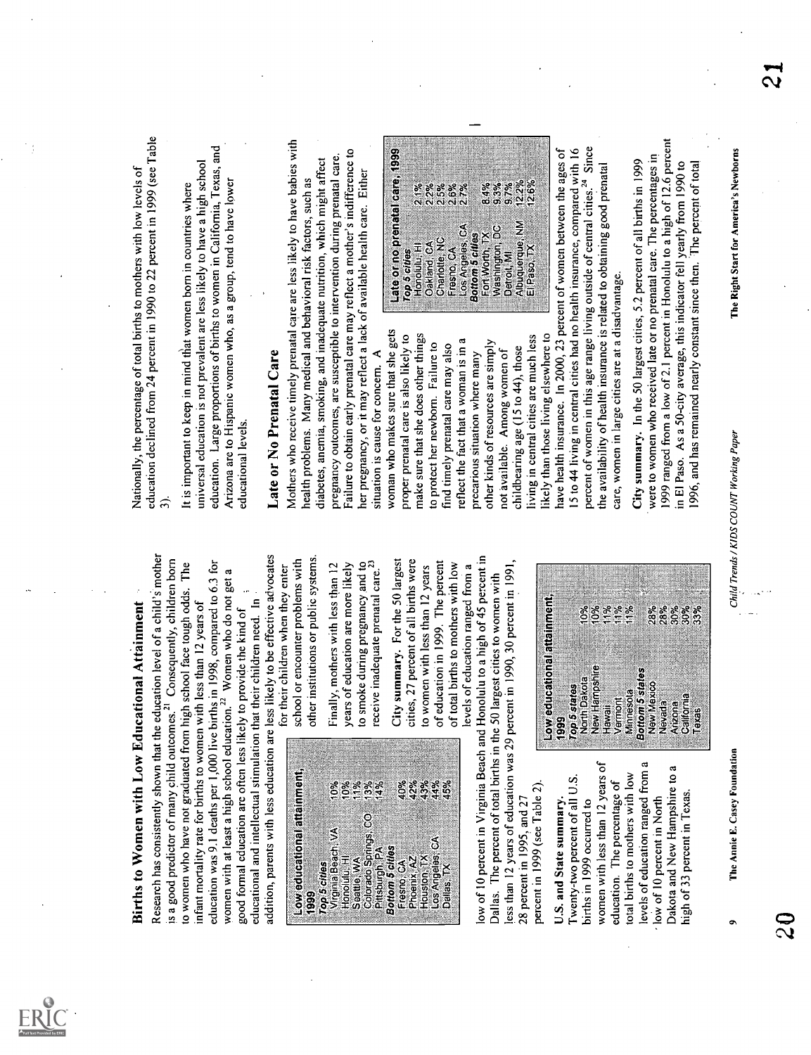## Births to Women with Low Educational Attainment

Research has consistently shown that the education level of a child's mother is a good predictor of many child outcomes.[21] Consequently, children born to women who have not graduated from high school face tough odds. The infant mortality rate for births to women with less than 12 years of education was 9.1 deaths per 1,000 live births in 1998, compared to 6.3 for women with at least a high school education.[22] Women who do not get a good formal education are often less likely to provide the kind of educational and intellectual stimulation that their children need. In addition, parents with less education are less likely to be effective advocates for their children when they enter school or encounter problems with other institutions or public systems.

| Low educational attainment, 1999 | |
|---|---|
| ***Top 5 cities*** | |
| Virginia Beach, VA | 10% |
| Honolulu, HI | 10% |
| Seattle, WA | 11% |
| Colorado Springs, CO | 13% |
| Pittsburgh, PA | 14% |
| ***Bottom 5 cities*** | |
| Fresno, CA | 40% |
| Phoenix, AZ | 42% |
| Houston, TX | 43% |
| Los Angeles, CA | 44% |
| Dallas, TX | 45% |

Finally, mothers with less than 12 years of education are more likely to smoke during pregnancy and to receive inadequate prenatal care.[23]

**City summary.** For the 50 largest cities, 27 percent of all births were to women with less than 12 years of education in 1999. The percent of total births to mothers with low levels of education ranged from a low of 10 percent in Virginia Beach and Honolulu to a high of 45 percent in Dallas. The percent of total births in the 50 largest cities to women with less than 12 years of education was 29 percent in 1990, 30 percent in 1991, 28 percent in 1995, and 27 percent in 1999 (see Table 2).

**U.S. and State summary.** Twenty-two percent of all U.S. births in 1999 occurred to women with less than 12 years of education. The percentage of total births to mothers with low levels of education ranged from a low of 10 percent in North Dakota and New Hampshire to a high of 33 percent in Texas.

| Low educational attainment, 1999 | |
|---|---|
| ***Top 5 states*** | |
| North Dakota | 10% |
| New Hampshire | 10% |
| Hawaii | 11% |
| Vermont | 11% |
| Minnesota | 11% |
| ***Bottom 5 states*** | |
| New Mexico | 28% |
| Nevada | 28% |
| Arizona | 30% |
| California | 30% |
| Texas | 33% |

Nationally, the percentage of total births to mothers with low levels of education declined from 24 percent in 1990 to 22 percent in 1999 (see Table 3).

It is important to keep in mind that women born in countries where universal education is not prevalent are less likely to have a high school education. Large proportions of births to women in California, Texas, and Arizona are to Hispanic women who, as a group, tend to have lower educational levels.

## Late or No Prenatal Care

Mothers who receive timely prenatal care are less likely to have babies with health problems. Many medical and behavioral risk factors, such as diabetes, anemia, smoking, and inadequate nutrition, which might affect pregnancy outcomes, are susceptible to intervention during prenatal care. Failure to obtain early prenatal care may reflect a mother's indifference to her pregnancy, or it may reflect a lack of available health care. Either situation is cause for concern. A woman who makes sure that she gets proper prenatal care is also likely to make sure that she does other things to protect her newborn. Failure to find timely prenatal care may also reflect the fact that a woman is in a precarious situation where many other kinds of resources are simply not available. Among women of childbearing age (15 to 44), those living in central cities are much less likely than those living elsewhere to have health insurance. In 2000, 23 percent of women between the ages of 15 to 44 living in central cities had no health insurance, compared with 16 percent of women in this age range living outside of central cities.[24] Since the availability of health insurance is related to obtaining good prenatal care, women in large cities are at a disadvantage.

| Late or no prenatal care, 1999 | |
|---|---|
| ***Top 5 cities*** | |
| Honolulu, HI | 2.1% |
| Oakland, CA | 2.2% |
| Charlotte, NC | 2.5% |
| Fresno, CA | 2.6% |
| Los Angeles, CA | 2.7% |
| ***Bottom 5 cities*** | |
| Fort Worth, TX | 8.4% |
| Washington, DC | 9.3% |
| Detroit, MI | 9.7% |
| Albuquerque, NM | 12.2% |
| El Paso, TX | 12.6% |

**City summary.** In the 50 largest cities, 5.2 percent of all births in 1999 were to women who received late or no prenatal care. The percentages in 1999 ranged from a low of 2.1 percent in Honolulu to a high of 12.6 percent in El Paso. As a 50-city average, this indicator fell yearly from 1990 to 1996, and has remained nearly constant since then. The percent of total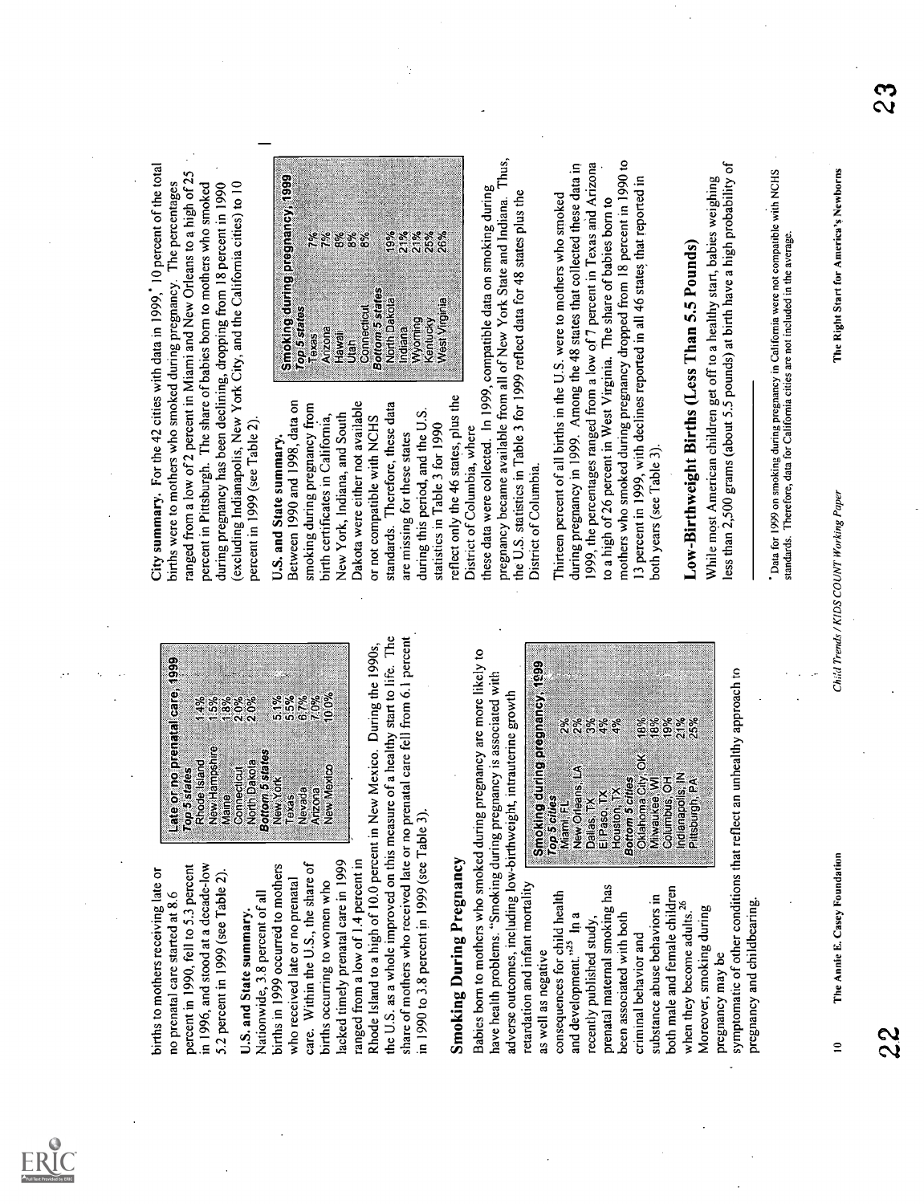births to mothers receiving late or no prenatal care started at 8.6 percent in 1990, fell to 5.3 percent in 1996, and stood at a decade-low 5.2 percent in 1999 (see Table 2).

**U.S. and State summary.** Nationwide, 3.8 percent of all births in 1999 occurred to mothers who received late or no prenatal care. Within the U.S., the share of births occurring to women who lacked timely prenatal care in 1999 ranged from a low of 1.4 percent in Rhode Island to a high of 10.0 percent in New Mexico. During the 1990s, the U.S. as a whole improved on this measure of a healthy start to life. The share of mothers who received late or no prenatal care fell from 6.1 percent in 1990 to 3.8 percent in 1999 (see Table 3).

| Late or no prenatal care, 1999 | |
|---|---|
| *Top 5 states* | |
| Rhode Island | 1.4% |
| New Hampshire | 1.5% |
| Maine | 1.8% |
| Connecticut | 2.0% |
| North Dakota | 2.0% |
| *Bottom 5 states* | |
| New York | 5.1% |
| Texas | 5.5% |
| Nevada | 6.7% |
| Arizona | 7.0% |
| New Mexico | 10.0% |

## Smoking During Pregnancy

Babies born to mothers who smoked during pregnancy are more likely to have health problems. "Smoking during pregnancy is associated with adverse outcomes, including low-birthweight, intrauterine growth retardation and infant mortality as well as negative consequences for child health and development."[25] In a recently published study, prenatal maternal smoking has been associated with both criminal behavior and substance abuse behaviors in both male and female children when they become adults.[26] Moreover, smoking during pregnancy may be symptomatic of other conditions that reflect an unhealthy approach to pregnancy and childbearing.

| Smoking during pregnancy, 1999 | |
|---|---|
| *Top 5 cities* | |
| Miami, FL | 2% |
| New Orleans, LA | 2% |
| Dallas, TX | 3% |
| El Paso, TX | 4% |
| Houston, TX | 4% |
| *Bottom 5 cities* | |
| Oklahoma City, OK | 18% |
| Milwaukee, WI | 18% |
| Columbus, OH | 19% |
| Indianapolis, IN | 21% |
| Pittsburgh, PA | 25% |

**City summary.** For the 42 cities with data in 1999,* 10 percent of the total births were to mothers who smoked during pregnancy. The percentages ranged from a low of 2 percent in Miami and New Orleans to a high of 25 percent in Pittsburgh. The share of babies born to mothers who smoked during pregnancy has been declining, dropping from 18 percent in 1990 (excluding Indianapolis, New York City, and the California cities) to 10 percent in 1999 (see Table 2).

**U.S. and State summary.** Between 1990 and 1998, data on smoking during pregnancy from birth certificates in California, New York, Indiana, and South Dakota were either not available or not compatible with NCHS standards. Therefore, these data are missing for these states during this period, and the U.S. statistics in Table 3 for 1990 reflect only the 46 states, plus the District of Columbia, where these data were collected. In 1999, compatible data on smoking during pregnancy became available from all of New York State and Indiana. Thus, the U.S. statistics in Table 3 for 1999 reflect data for 48 states plus the District of Columbia.

| Smoking during pregnancy, 1999 | |
|---|---|
| *Top 5 states* | |
| Texas | 7% |
| Arizona | 7% |
| Hawaii | 8% |
| Utah | 8% |
| Connecticut | 8% |
| *Bottom 5 states* | |
| North Dakota | 19% |
| Indiana | 21% |
| Wyoming | 21% |
| Kentucky | 25% |
| West Virginia | 26% |

Thirteen percent of all births in the U.S. were to mothers who smoked during pregnancy in 1999. Among the 48 states that collected these data in 1999, the percentages ranged from a low of 7 percent in Texas and Arizona to a high of 26 percent in West Virginia. The share of babies born to mothers who smoked during pregnancy dropped from 18 percent in 1990 to 13 percent in 1999, with declines reported in all 46 states that reported in both years (see Table 3).

## Low-Birthweight Births (Less Than 5.5 Pounds)

While most American children get off to a healthy start, babies weighing less than 2,500 grams (about 5.5 pounds) at birth have a high probability of

---

* Data for 1999 on smoking during pregnancy in California were not compatible with NCHS standards. Therefore, data for California cities are not included in the average.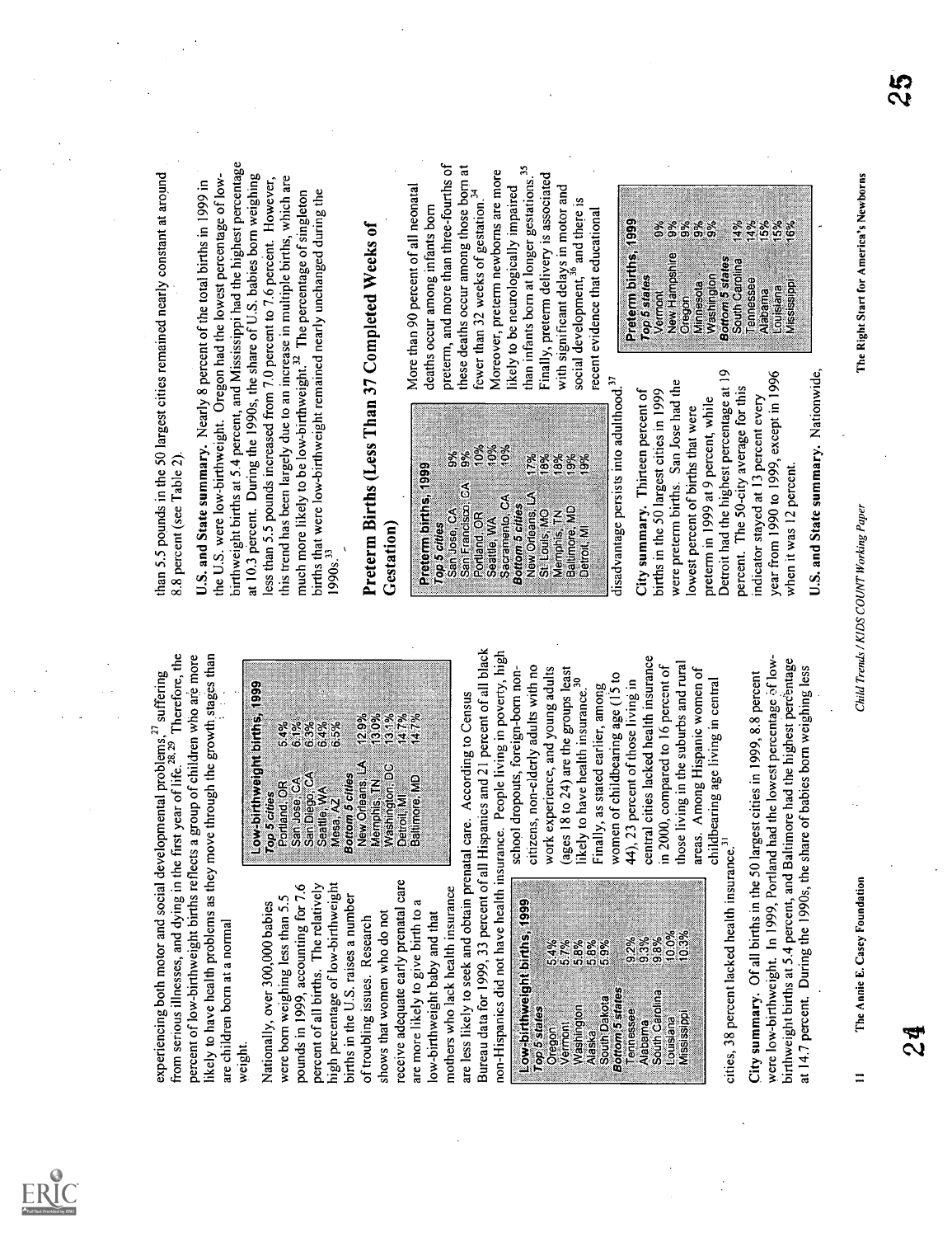experiencing both motor and social developmental problems,[27] suffering from serious illnesses, and dying in the first year of life.[28,29] Therefore, the percent of low-birthweight births reflects a group of children who are more likely to have health problems as they move through the growth stages than are children born at a normal weight.

| Low-birthweight births, 1999 | |
|---|---|
| ***Top 5 cities*** | |
| Portland, OR | 5.4% |
| San Jose, CA | 6.1% |
| San Diego, CA | 6.3% |
| Seattle, WA | 6.4% |
| Mesa, AZ | 6.5% |
| ***Bottom 5 cities*** | |
| New Orleans, LA | 12.9% |
| Memphis, TN | 13.0% |
| Washington, DC | 13.1% |
| Detroit, MI | 14.7% |
| Baltimore, MD | 14.7% |

Nationally, over 300,000 babies were born weighing less than 5.5 pounds in 1999, accounting for 7.6 percent of all births. The relatively high percentage of low-birthweight births in the U.S. raises a number of troubling issues. Research shows that women who do not receive adequate early prenatal care are more likely to give birth to a low-birthweight baby and that mothers who lack health insurance are less likely to seek and obtain prenatal care. According to Census Bureau data for 1999, 33 percent of all Hispanics and 21 percent of all black non-Hispanics did not have health insurance. People living in poverty, high school dropouts, foreign-born non-citizens, non-elderly adults with no work experience, and young adults (ages 18 to 24) are the groups least likely to have health insurance.[30] Finally, as stated earlier, among women of childbearing age (15 to 44), 23 percent of those living in central cities lacked health insurance in 2000, compared to 16 percent of those living in the suburbs and rural areas. Among Hispanic women of childbearing age living in central cities, 38 percent lacked health insurance.[31]

| Low-birthweight births, 1999 | |
|---|---|
| ***Top 5 states*** | |
| Oregon | 5.4% |
| Vermont | 5.7% |
| Washington | 5.8% |
| Alaska | 5.8% |
| South Dakota | 5.9% |
| ***Bottom 5 states*** | |
| Tennessee | 9.2% |
| Alabama | 9.3% |
| South Carolina | 9.8% |
| Louisiana | 10.0% |
| Mississippi | 10.3% |

**City summary.** Of all births in the 50 largest cities in 1999, 8.8 percent were low-birthweight. In 1999, Portland had the lowest percentage of low-birthweight births at 5.4 percent, and Baltimore had the highest percentage at 14.7 percent. During the 1990s, the share of babies born weighing less than 5.5 pounds in the 50 largest cities remained nearly constant at around 8.8 percent (see Table 2).

**U.S. and State summary.** Nearly 8 percent of the total births in 1999 in the U.S. were low-birthweight. Oregon had the lowest percentage of low-birthweight births at 5.4 percent, and Mississippi had the highest percentage at 10.3 percent. During the 1990s, the share of U.S. babies born weighing less than 5.5 pounds increased from 7.0 percent to 7.6 percent. However, this trend has been largely due to an increase in multiple births, which are much more likely to be low-birthweight.[32] The percentage of singleton births that were low-birthweight remained nearly unchanged during the 1990s.[33]

## Preterm Births (Less Than 37 Completed Weeks of Gestation)

| Preterm births, 1999 | |
|---|---|
| ***Top 5 cities*** | |
| San Jose, CA | 9% |
| San Francisco, CA | 9% |
| Portland, OR | 10% |
| Seattle, WA | 10% |
| Sacramento, CA | 10% |
| ***Bottom 5 cities*** | |
| New Orleans, LA | 17% |
| St. Louis, MO | 18% |
| Memphis, TN | 18% |
| Baltimore, MD | 19% |
| Detroit, MI | 19% |

More than 90 percent of all neonatal deaths occur among infants born preterm, and more than three-fourths of these deaths occur among those born at fewer than 32 weeks of gestation.[34] Moreover, preterm newborns are more likely to be neurologically impaired than infants born at longer gestations.[35] Finally, preterm delivery is associated with significant delays in motor and social development,[36] and there is recent evidence that educational disadvantage persists into adulthood.[37]

| Preterm births, 1999 | |
|---|---|
| ***Top 5 states*** | |
| Vermont | 9% |
| New Hampshire | 9% |
| Oregon | 9% |
| Minnesota | 9% |
| Washington | 9% |
| ***Bottom 5 states*** | |
| South Carolina | 14% |
| Tennessee | 14% |
| Alabama | 15% |
| Louisiana | 15% |
| Mississippi | 16% |

**City summary.** Thirteen percent of births in the 50 largest cities in 1999 were preterm births. San Jose had the lowest percent of births that were preterm in 1999 at 9 percent, while Detroit had the highest percentage at 19 percent. The 50-city average for this indicator stayed at 13 percent every year from 1990 to 1999, except in 1996 when it was 12 percent.

**U.S. and State summary.** Nationwide,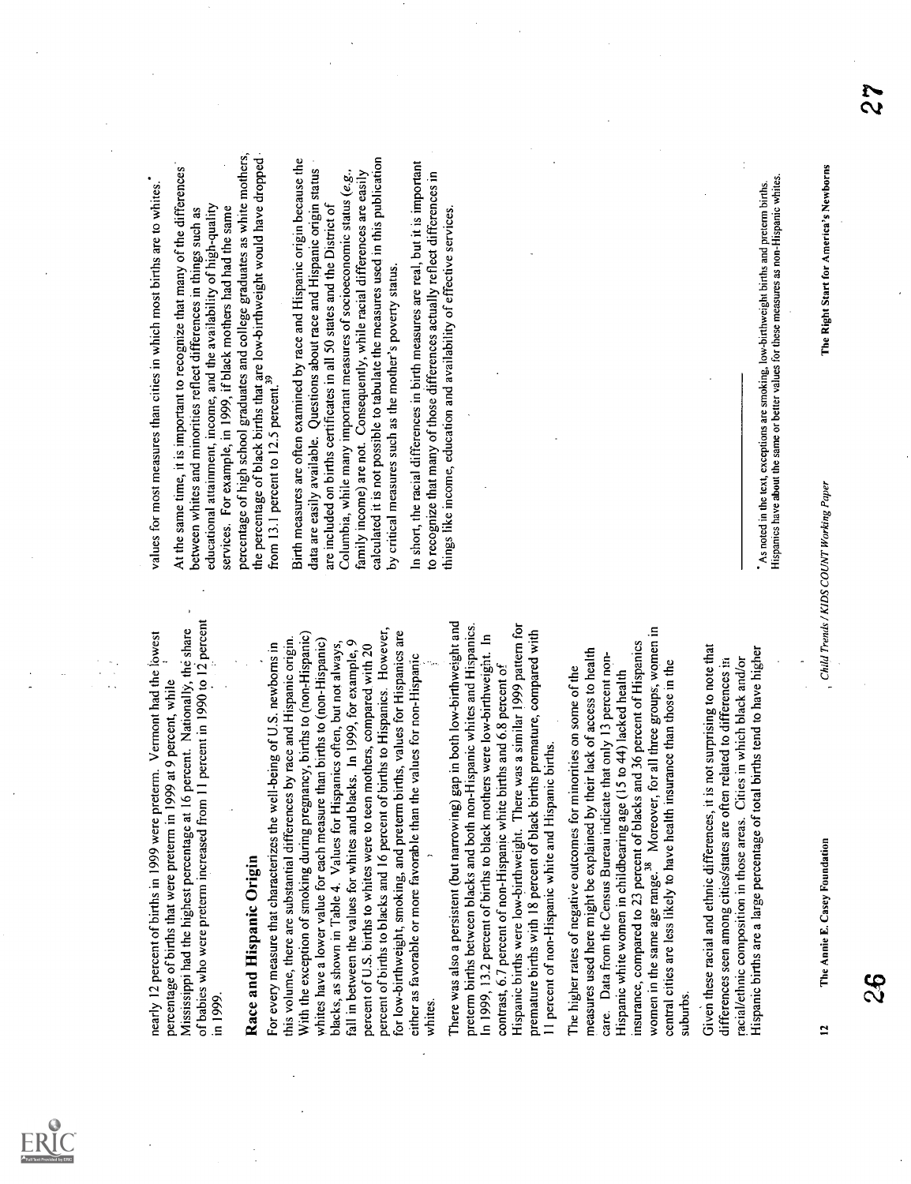nearly 12 percent of births in 1999 were preterm. Vermont had the lowest percentage of births that were preterm in 1999 at 9 percent, while Mississippi had the highest percentage at 16 percent. Nationally, the share of babies who were preterm increased from 11 percent in 1990 to 12 percent in 1999.

## Race and Hispanic Origin

For every measure that characterizes the well-being of U.S. newborns in this volume, there are substantial differences by race and Hispanic origin. With the exception of smoking during pregnancy, births to (non-Hispanic) whites have a lower value for each measure than births to (non-Hispanic) blacks, as shown in Table 4. Values for Hispanics often, but not always, fall in between the values for whites and blacks. In 1999, for example, 9 percent of U.S. births to whites were to teen mothers, compared with 20 percent of births to blacks and 16 percent of births to Hispanics. However, for low-birthweight, smoking, and preterm births, values for Hispanics are either as favorable or more favorable than the values for non-Hispanic whites.

There was also a persistent (but narrowing) gap in both low-birthweight and preterm births between blacks and both non-Hispanic whites and Hispanics. In 1999, 13.2 percent of births to black mothers were low-birthweight. In contrast, 6.7 percent of non-Hispanic white births and 6.8 percent of Hispanic births were low-birthweight. There was a similar 1999 pattern for premature births with 18 percent of black births premature, compared with 11 percent of non-Hispanic white and Hispanic births.

The higher rates of negative outcomes for minorities on some of the measures used here might be explained by their lack of access to health care. Data from the Census Bureau indicate that only 13 percent non-Hispanic white women in childbearing age (15 to 44) lacked health insurance, compared to 23 percent of blacks and 36 percent of Hispanics women in the same age range.[38] Moreover, for all three groups, women in central cities are less likely to have health insurance than those in the suburbs.

Given these racial and ethnic differences, it is not surprising to note that differences seen among cities/states are often related to differences in racial/ethnic composition in those areas. Cities in which black and/or Hispanic births are a large percentage of total births tend to have higher values for most measures than cities in which most births are to whites.*

At the same time, it is important to recognize that many of the differences between whites and minorities reflect differences in things such as educational attainment, income, and the availability of high-quality services. For example, in 1999, if black mothers had had the same percentage of high school graduates and college graduates as white mothers, the percentage of black births that are low-birthweight would have dropped from 13.1 percent to 12.5 percent.[39]

Birth measures are often examined by race and Hispanic origin because the data are easily available. Questions about race and Hispanic origin status are included on births certificates in all 50 states and the District of Columbia, while many important measures of socioeconomic status (*e.g.*, family income) are not. Consequently, while racial differences are easily calculated it is not possible to tabulate the measures used in this publication by critical measures such as the mother's poverty status.

In short, the racial differences in birth measures are real, but it is important to recognize that many of those differences actually reflect differences in things like income, education and availability of effective services.

---

\* As noted in the text, exceptions are smoking, low-birthweight births and preterm births. Hispanics have about the same or better values for these measures as non-Hispanic whites.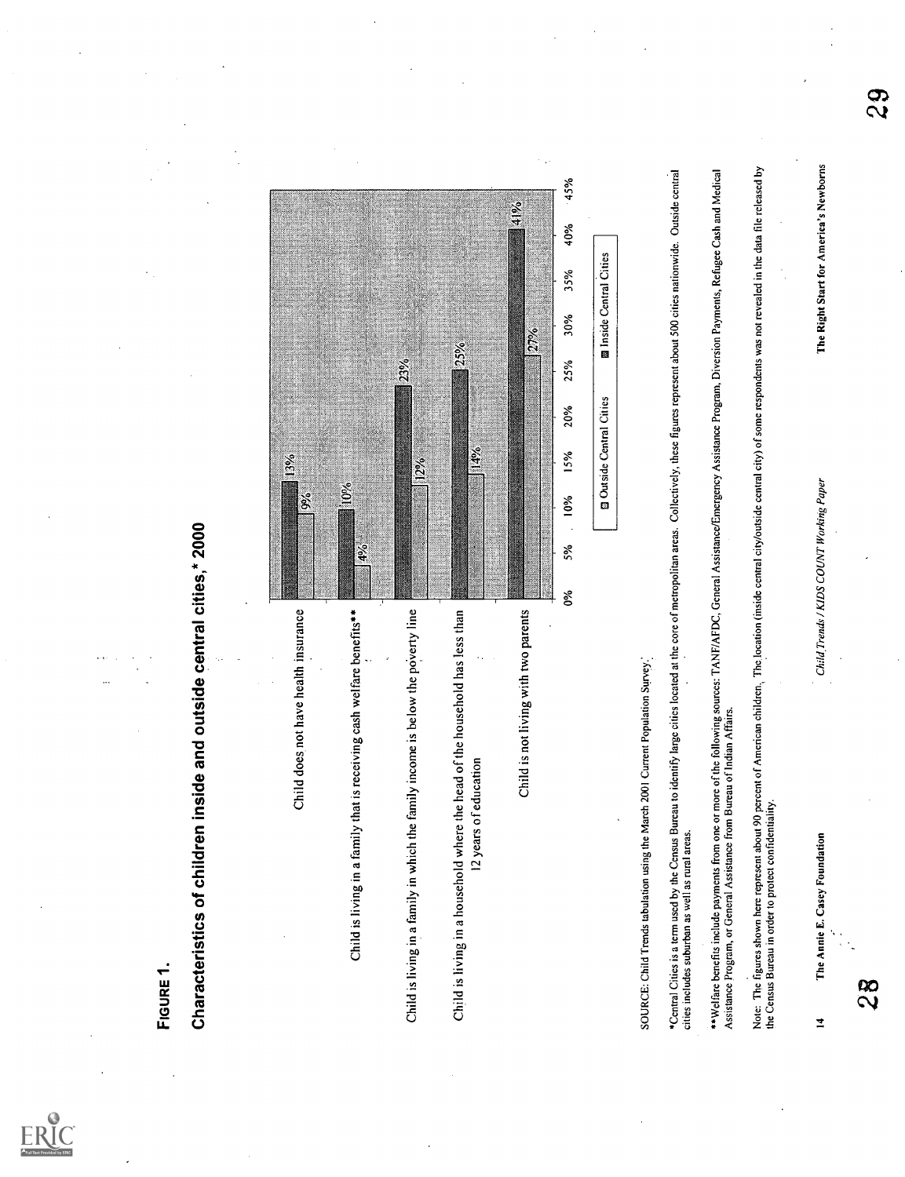**FIGURE 1.**

## Characteristics of children inside and outside central cities,* 2000

| Characteristic | Outside Central Cities | Inside Central Cities |
|---|---|---|
| Child does not have health insurance | 9% | 13% |
| Child is living in a family that is receiving cash welfare benefits** | 4% | 10% |
| Child is living in a family in which the family income is below the poverty line | 12% | 23% |
| Child is living in a household where the head of the household has less than 12 years of education | 14% | 25% |
| Child is not living with two parents | 27% | 41% |

SOURCE: Child Trends tabulation using the March 2001 Current Population Survey.

*Central Cities is a term used by the Census Bureau to identify large cities located at the core of metropolitan areas. Collectively, these figures represent about 500 cities nationwide. Outside central cities includes suburban as well as rural areas.

**Welfare benefits include payments from one or more of the following sources: TANF/AFDC, General Assistance/Emergency Assistance Program, Diversion Payments, Refugee Cash and Medical Assistance Program, or General Assistance from Bureau of Indian Affairs.

Note: The figures shown here represent about 90 percent of American children. The location (inside central city/outside central city) of some respondents was not revealed in the data file released by the Census Bureau in order to protect confidentiality.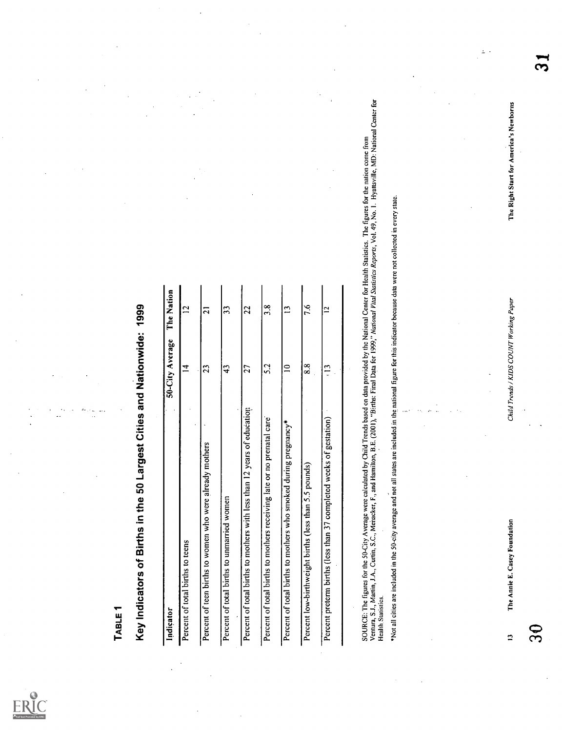**TABLE 1**

## Key Indicators of Births in the 50 Largest Cities and Nationwide: 1999

| Indicator | 50-City Average | The Nation |
|---|---|---|
| Percent of total births to teens | 14 | 12 |
| Percent of teen births to women who were already mothers | 23 | 21 |
| Percent of total births to unmarried women | 43 | 33 |
| Percent of total births to mothers with less than 12 years of education | 27 | 22 |
| Percent of total births to mothers receiving late or no prenatal care | 5.2 | 3.8 |
| Percent of total births to mothers who smoked during pregnancy* | 10 | 13 |
| Percent low-birthweight births (less than 5.5 pounds) | 8.8 | 7.6 |
| Percent preterm births (less than 37 completed weeks of gestation) | 13 | 12 |

SOURCE: The figures for the 50-City Average were calculated by Child Trends based on data provided by the National Center for Health Statistics. The figures for the nation come from Ventura, S.J., Martin, J.A., Curtin, S.C., Menacker, F., and Hamilton, B.E. (2001), "Births: Final Data for 1999," *National Vital Statistics Reports*, Vol. 49, No. 1. Hyattsville, MD: National Center for Health Statistics.

*Not all cities are included in the 50-city average and not all states are included in the national figure for this indicator because data were not collected in every state.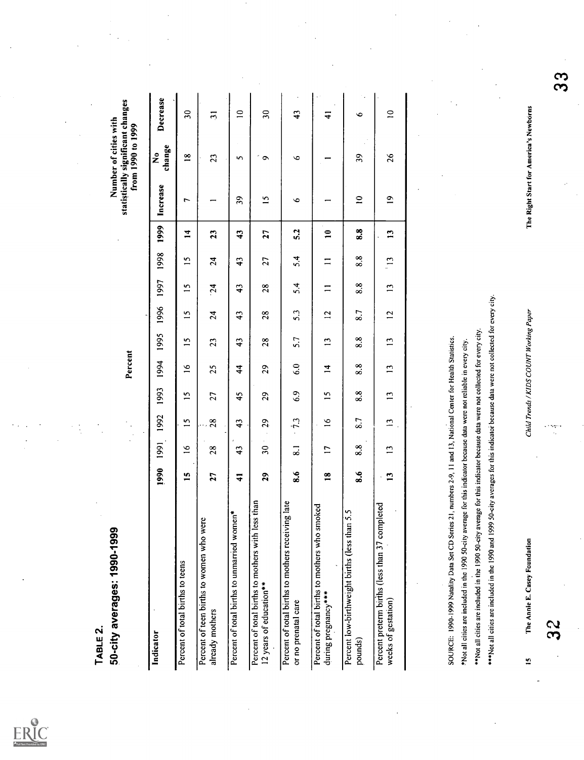## TABLE 2.

## 50-city averages: 1990-1999

| Indicator | Percent | | | | | | | | | | Number of cities with statistically significant changes from 1990 to 1999 | | |
|---|---|---|---|---|---|---|---|---|---|---|---|---|---|
| | 1990 | 1991 | 1992 | 1993 | 1994 | 1995 | 1996 | 1997 | 1998 | 1999 | Increase | No change | Decrease |
| Percent of total births to teens | **15** | 16 | 15 | 15 | 16 | 15 | 15 | 15 | 15 | **14** | 7 | 18 | 30 |
| Percent of teen births to women who were already mothers | **27** | 28 | 28 | 27 | 25 | 23 | 24 | 24 | 24 | **23** | 1 | 23 | 31 |
| Percent of total births to unmarried women* | **41** | 43 | 43 | 45 | 44 | 43 | 43 | 43 | 43 | **43** | 39 | 5 | 10 |
| Percent of total births to mothers with less than 12 years of education** | **29** | 30 | 29 | 29 | 29 | 28 | 28 | 28 | 27 | **27** | 15 | 9 | 30 |
| Percent of total births to mothers receiving late or no prenatal care | **8.6** | 8.1 | 7.3 | 6.9 | 6.0 | 5.7 | 5.3 | 5.4 | 5.4 | **5.2** | 6 | 6 | 43 |
| Percent of total births to mothers who smoked during pregnancy*** | **18** | 17 | 16 | 15 | 14 | 13 | 12 | 11 | 11 | **10** | 1 | 1 | 41 |
| Percent low-birthweight births (less than 5.5 pounds) | **8.6** | 8.8 | 8.7 | 8.8 | 8.8 | 8.8 | 8.7 | 8.8 | 8.8 | **8.8** | 10 | 39 | 6 |
| Percent preterm births (less than 37 completed weeks of gestation) | **13** | 13 | 13 | 13 | 13 | 13 | 12 | 13 | 13 | **13** | 19 | 26 | 10 |

SOURCE: 1990-1999 Natality Data Set CD Series 21, numbers 2-9, 11 and 13, National Center for Health Statistics.

*Not all cities are included in the 1990 50-city average for this indicator because data were not reliable in every city.

**Not all cities are included in the 1990 50-city average for this indicator because data were not collected for every city.

***Not all cities are included in the 1990 and 1999 50-city averages for this indicator because data were not collected for every city.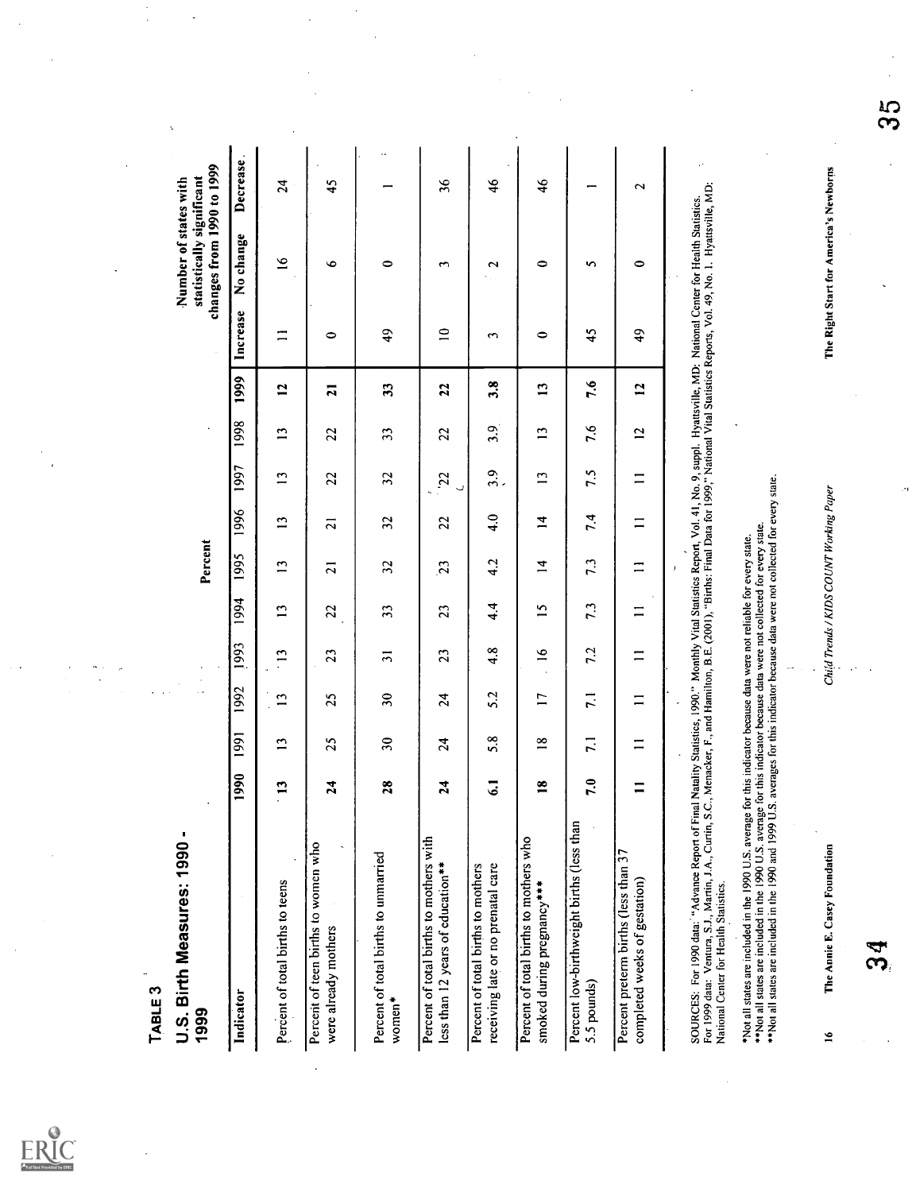**TABLE 3**

## U.S. Birth Measures: 1990 - 1999

| Indicator | Percent | | | | | | | | | | Number of states with statistically significant changes from 1990 to 1999 | | |
|---|---|---|---|---|---|---|---|---|---|---|---|---|---|
| | 1990 | 1991 | 1992 | 1993 | 1994 | 1995 | 1996 | 1997 | 1998 | 1999 | Increase | No change | Decrease |
| Percent of total births to teens | **13** | 13 | 13 | 13 | 13 | 13 | 13 | 13 | 13 | **12** | 11 | 16 | 24 |
| Percent of teen births to women who were already mothers | **24** | 25 | 25 | 23 | 22 | 21 | 21 | 22 | 22 | **21** | 0 | 6 | 45 |
| Percent of total births to unmarried women* | **28** | 30 | 30 | 31 | 33 | 32 | 32 | 32 | 33 | **33** | 49 | 0 | 1 |
| Percent of total births to mothers with less than 12 years of education** | **24** | 24 | 24 | 23 | 23 | 23 | 22 | 22 | 22 | **22** | 10 | 3 | 36 |
| Percent of total births to mothers receiving late or no prenatal care | **6.1** | 5.8 | 5.2 | 4.8 | 4.4 | 4.2 | 4.0 | 3.9 | 3.9 | **3.8** | 3 | 2 | 46 |
| Percent of total births to mothers who smoked during pregnancy*** | **18** | 18 | 17 | 16 | 15 | 14 | 14 | 13 | 13 | **13** | 0 | 0 | 46 |
| Percent low-birthweight births (less than 5.5 pounds) | **7.0** | 7.1 | 7.1 | 7.2 | 7.3 | 7.3 | 7.4 | 7.5 | 7.6 | **7.6** | 45 | 5 | 1 |
| Percent preterm births (less than 37 completed weeks of gestation) | **11** | 11 | 11 | 11 | 11 | 11 | 11 | 11 | 12 | **12** | 49 | 0 | 2 |

SOURCES: For 1990 data: "Advance Report of Final Natality Statistics, 1990." Monthly Vital Statistics Report, Vol. 41, No. 9, suppl. Hyattsville, MD: National Center for Health Statistics. For 1999 data: Ventura, S.J., Martin, J.A., Curtin, S.C., Menacker, F., and Hamilton, B.E. (2001), "Births: Final Data for 1999," National Vital Statistics Reports, Vol. 49, No. 1. Hyattsville, MD: National Center for Health Statistics.

*Not all states are included in the 1990 U.S. average for this indicator because data were not reliable for every state.
**Not all states are included in the 1990 U.S. average for this indicator because data were not collected for every state.
***Not all states are included in the 1990 and 1999 U.S. averages for this indicator because data were not collected for every state.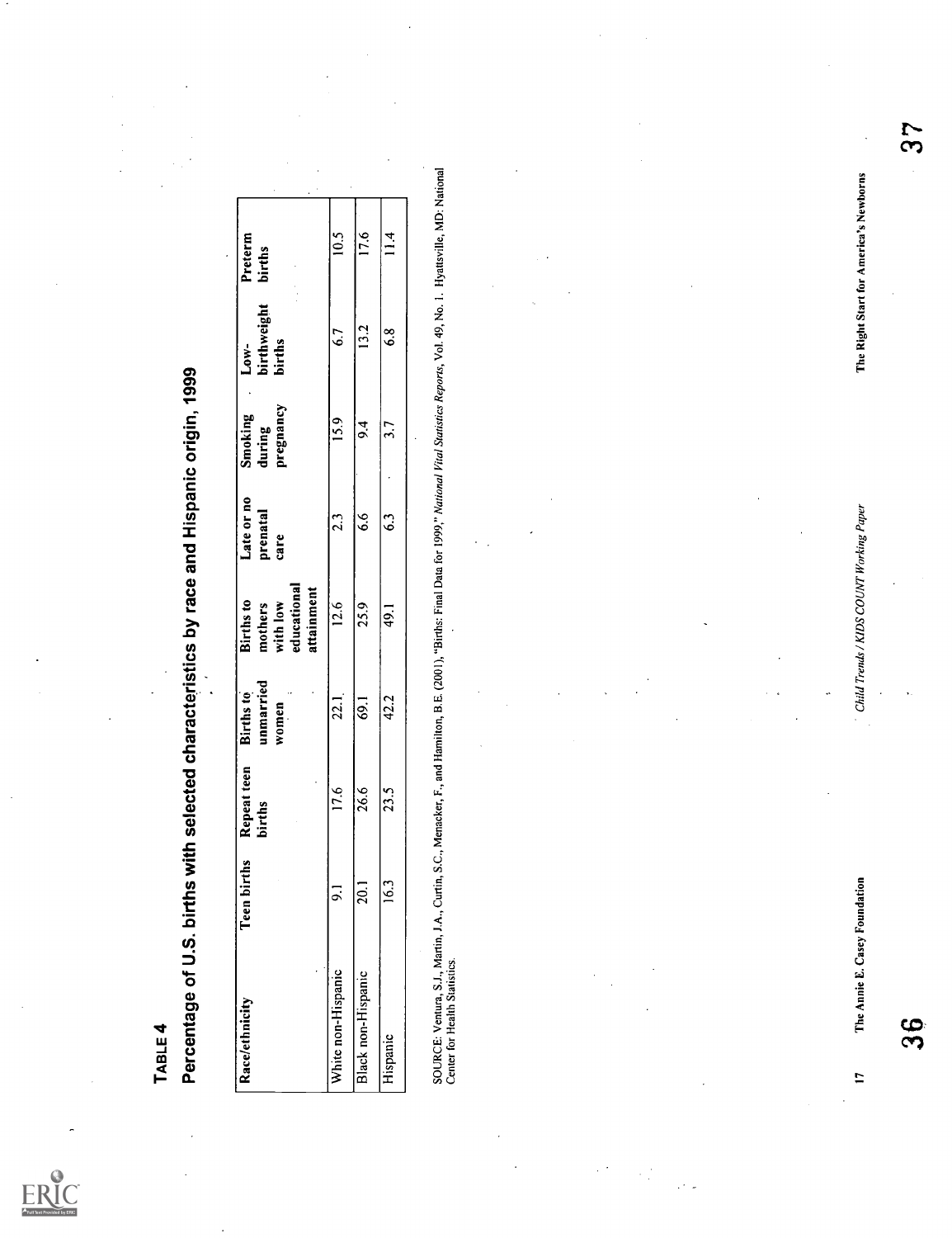**TABLE 4**

## Percentage of U.S. births with selected characteristics by race and Hispanic origin, 1999

| Race/ethnicity | Teen births | Repeat teen births | Births to unmarried women | Births to mothers with low educational attainment | Late or no prenatal care | Smoking during pregnancy | Low-birthweight births | Preterm births |
|---|---|---|---|---|---|---|---|---|
| White non-Hispanic | 9.1 | 17.6 | 22.1 | 12.6 | 2.3 | 15.9 | 6.7 | 10.5 |
| Black non-Hispanic | 20.1 | 26.6 | 69.1 | 25.9 | 6.6 | 9.4 | 13.2 | 17.6 |
| Hispanic | 16.3 | 23.5 | 42.2 | 49.1 | 6.3 | 3.7 | 6.8 | 11.4 |

SOURCE: Ventura, S.J., Martin, J.A., Curtin, S.C., Menacker, F., and Hamilton, B.E. (2001), "Births: Final Data for 1999," *National Vital Statistics Reports*, Vol. 49, No. 1. Hyattsville, MD: National Center for Health Statistics.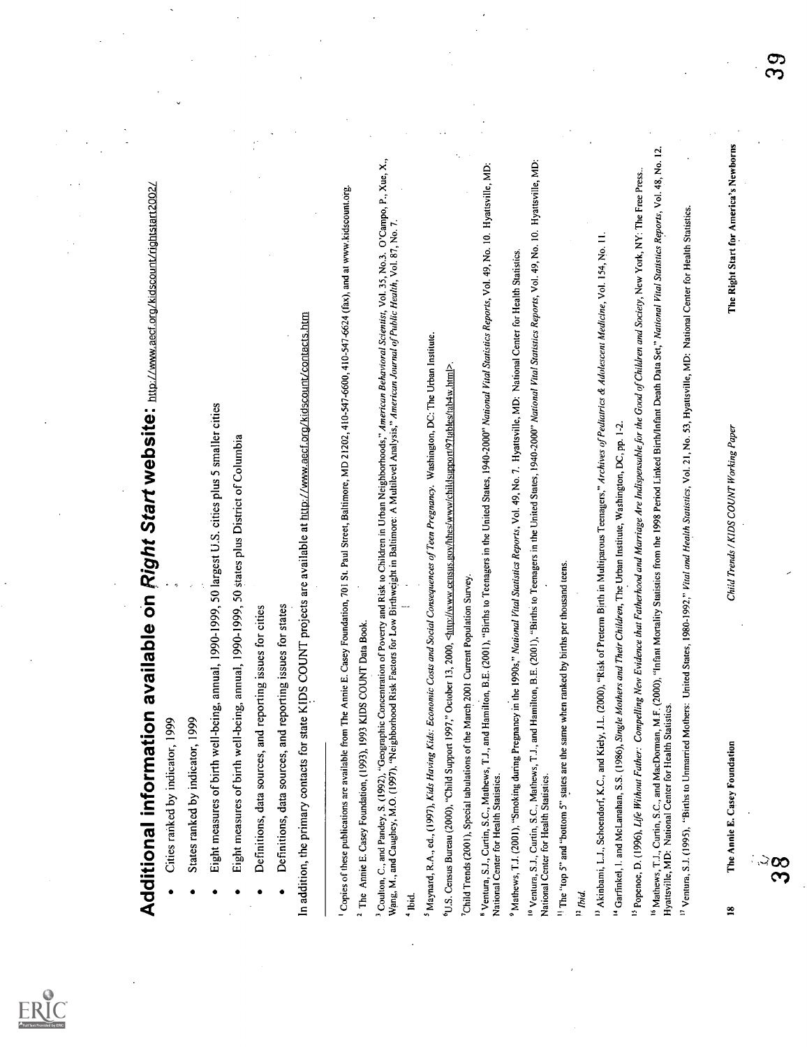# Additional information available on *Right Start* website: http://www.aecf.org/kidscount/rightstart2002/

- Cities ranked by indicator, 1999
- States ranked by indicator, 1999
- Eight measures of birth well-being, annual, 1990-1999, 50 largest U.S. cities plus 5 smaller cities
- Eight measures of birth well-being, annual, 1990-1999, 50 states plus District of Columbia
- Definitions, data sources, and reporting issues for cities
- Definitions, data sources, and reporting issues for states

In addition, the primary contacts for state KIDS COUNT projects are available at http://www.aecf.org/kidscount/contacts.htm

---

[1] Copies of these publications are available from The Annie E. Casey Foundation, 701 St. Paul Street, Baltimore, MD 21202, 410-547-6600, 410-547-6624 (fax), and at www.kidscount.org.

[2] The Annie E. Casey Foundation, (1993), 1993 KIDS COUNT Data Book.

[3] Coulton, C., and Pandey, S. (1992), "Geographic Concentration of Poverty and Risk to Children in Urban Neighborhoods," *American Behavioral Scientist*, Vol. 35, No.3. O'Campo, P., Xue, X., Wang, M., and Caughey, M.O. (1997), "Neighborhood Risk Factors for Low Birthweight in Baltimore: A Multilevel Analysis," *American Journal of Public Health*, Vol. 87, No. 7.

[4] Ibid.

[5] Maynard, R.A., ed., (1997), *Kids Having Kids: Economic Costs and Social Consequences of Teen Pregnancy.* Washington, DC: The Urban Institute.

[6] U.S. Census Bureau (2000), "Child Support 1997," October 13, 2000, <http://www.census.gov/hhes/www/childsupport/97tables/tab4w.html>.

[7] Child Trends (2001), Special tabulations of the March 2001 Current Population Survey.

[8] Ventura, S.J., Curtin, S.C., Mathews, T.J., and Hamilton, B.E. (2001), "Births to Teenagers in the United States, 1940-2000" *National Vital Statistics Reports*, Vol. 49, No. 10. Hyattsville, MD: National Center for Health Statistics.

[9] Mathews, T.J. (2001), "Smoking during Pregnancy in the 1990s," *National Vital Statistics Reports*, Vol. 49, No. 7. Hyattsville, MD: National Center for Health Statistics.

[10] Ventura, S.J., Curtin, S.C., Mathews, T.J., and Hamilton, B.E. (2001), "Births to Teenagers in the United States, 1940-2000" *National Vital Statistics Reports*, Vol. 49, No. 10. Hyattsville, MD: National Center for Health Statistics.

[11] The "top 5" and "bottom 5" states are the same when ranked by births per thousand teens.

[12] *Ibid.*

[13] Akinbami, L.J., Schoendorf, K.C., and Kiely, J.L. (2000), "Risk of Preterm Birth in Multiparous Teenagers," *Archives of Pediatrics & Adolescent Medicine*, Vol. 154, No. 11.

[14] Garfinkel, I. and McLanahan, S.S. (1986), *Single Mothers and Their Children*, The Urban Institute, Washington, DC, pp. 1-2.

[15] Popenoe, D. (1996), *Life Without Father: Compelling New Evidence that Fatherhood and Marriage Are Indispensable for the Good of Children and Society*, New York, NY: The Free Press.

[16] Mathews, T.J., Curtin, S.C., and MacDorman, M.F. (2000), "Infant Mortality Statistics from the 1998 Period Linked Birth/Infant Death Data Set," *National Vital Statistics Reports*, Vol. 48, No. 12. Hyattsville, MD: National Center for Health Statistics.

[17] Ventura, S.J. (1995), "Births to Unmarried Mothers: United States, 1980-1992," *Vital and Health Statistics*, Vol. 21, No. 53, Hyattsville, MD: National Center for Health Statistics.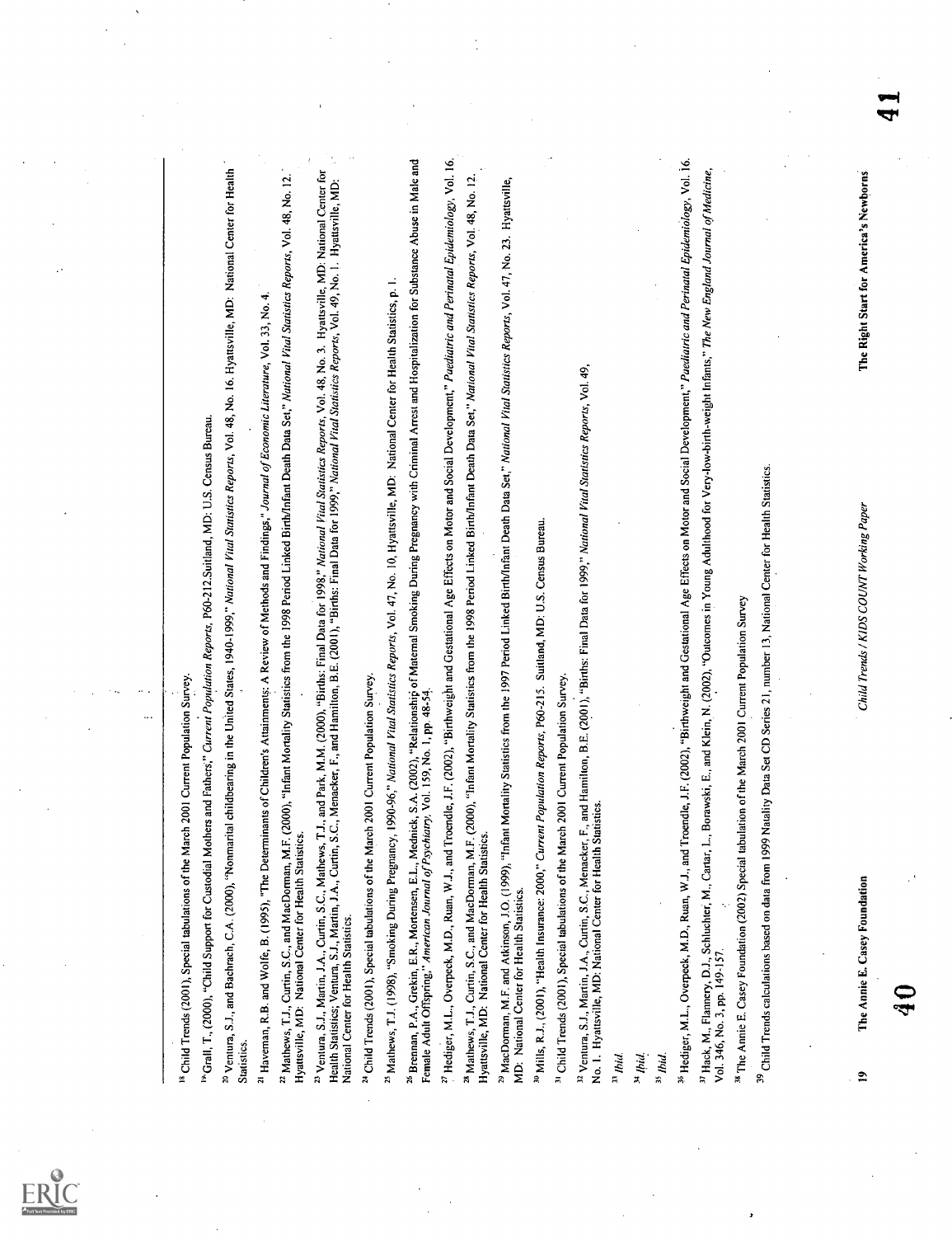[18] Child Trends (2001), Special tabulations of the March 2001 Current Population Survey.

[19] Grall, T., (2000), "Child Support for Custodial Mothers and Fathers," *Current Population Reports*, P60-212.Suitland, MD: U.S. Census Bureau.

[20] Ventura, S.J., and Bachrach, C.A. (2000), "Nonmarital childbearing in the United States, 1940-1999," *National Vital Statistics Reports*, Vol. 48, No. 16. Hyattsville, MD: National Center for Health Statistics.

[21] Haveman, R.B. and Wolfe, B. (1995), "The Determinants of Children's Attainments: A Review of Methods and Findings," *Journal of Economic Literature*, Vol. 33, No. 4.

[22] Mathews, T.J., Curtin, S.C., and MacDorman, M.F. (2000), "Infant Mortality Statistics from the 1998 Period Linked Birth/Infant Death Data Set," *National Vital Statistics Reports*, Vol. 48, No. 12. Hyattsville, MD: National Center for Health Statistics.

[23] Ventura, S.J., Martin, J.A., Curtin, S.C., Mathews, T.J., and Park, M.M. (2000), "Births: Final Data for 1998," *National Vital Statistics Reports*, Vol. 48, No. 3. Hyattsville, MD: National Center for Health Statistics; Ventura, S.J., Martin, J.A., Curtin, S.C., Menacker, F., and Hamilton, B.E. (2001), "Births: Final Data for 1999," *National Vital Statistics Reports*, Vol. 49, No. 1. Hyattsville, MD: National Center for Health Statistics.

[24] Child Trends (2001), Special tabulations of the March 2001 Current Population Survey.

[25] Mathews, T.J. (1998), "Smoking During Pregnancy, 1990-96," *National Vital Statistics Reports*, Vol. 47, No. 10, Hyattsville, MD: National Center for Health Statistics, p. 1.

[26] Brennan, P.A., Grekin, E.R., Mortensen, E.L., Mednick, S.A. (2002), "Relationship of Maternal Smoking During Pregnancy with Criminal Arrest and Hospitalization for Substance Abuse in Male and Female Adult Offspring," *American Journal of Psychiatry*, Vol. 159, No. 1, pp. 48-54.

[27] Hediger, M.L., Overpeck, M.D., Ruan, W.J., and Troendle, J.F. (2002), "Birthweight and Gestational Age Effects on Motor and Social Development," *Paediatric and Perinatal Epidemiology*, Vol. 16.

[28] Mathews, T.J., Curtin, S.C., and MacDorman, M.F. (2000), "Infant Mortality Statistics from the 1998 Period Linked Birth/Infant Death Data Set," *National Vital Statistics Reports*, Vol. 48, No. 12. Hyattsville, MD: National Center for Health Statistics.

[29] MacDorman, M.F. and Atkinson, J.O. (1999), "Infant Mortality Statistics from the 1997 Period Linked Birth/Infant Death Data Set," *National Vital Statistics Reports*, Vol. 47, No. 23. Hyattsville, MD: National Center for Health Statistics.

[30] Mills, R.J., (2001), "Health Insurance: 2000," *Current Population Reports*, P60-215. Suitland, MD: U.S. Census Bureau.

[31] Child Trends (2001), Special tabulations of the March 2001 Current Population Survey.

[32] Ventura, S.J., Martin, J.A., Curtin, S.C., Menacker, F., and Hamilton, B.E. (2001), "Births: Final Data for 1999," *National Vital Statistics Reports*, Vol. 49, No. 1. Hyattsville, MD: National Center for Health Statistics.

[33] *Ibid.*

[34] *Ibid.*

[35] *Ibid.*

[36] Hediger, M.L., Overpeck, M.D., Ruan, W.J., and Troendle, J.F. (2002), "Birthweight and Gestational Age Effects on Motor and Social Development," *Paediatric and Perinatal Epidemiology*, Vol. 16.

[37] Hack, M., Flannery, D.J., Schluchter, M., Cartar, L., Borawski, E., and Klein, N. (2002), "Outcomes in Young Adulthood for Very-low-birth-weight Infants," *The New England Journal of Medicine*, Vol. 346, No. 3, pp. 149-157.

[38] The Annie E. Casey Foundation (2002) Special tabulation of the March 2001 Current Population Survey

[39] Child Trends calculations based on data from 1999 Natality Data Set CD Series 21, number 13, National Center for Health Statistics.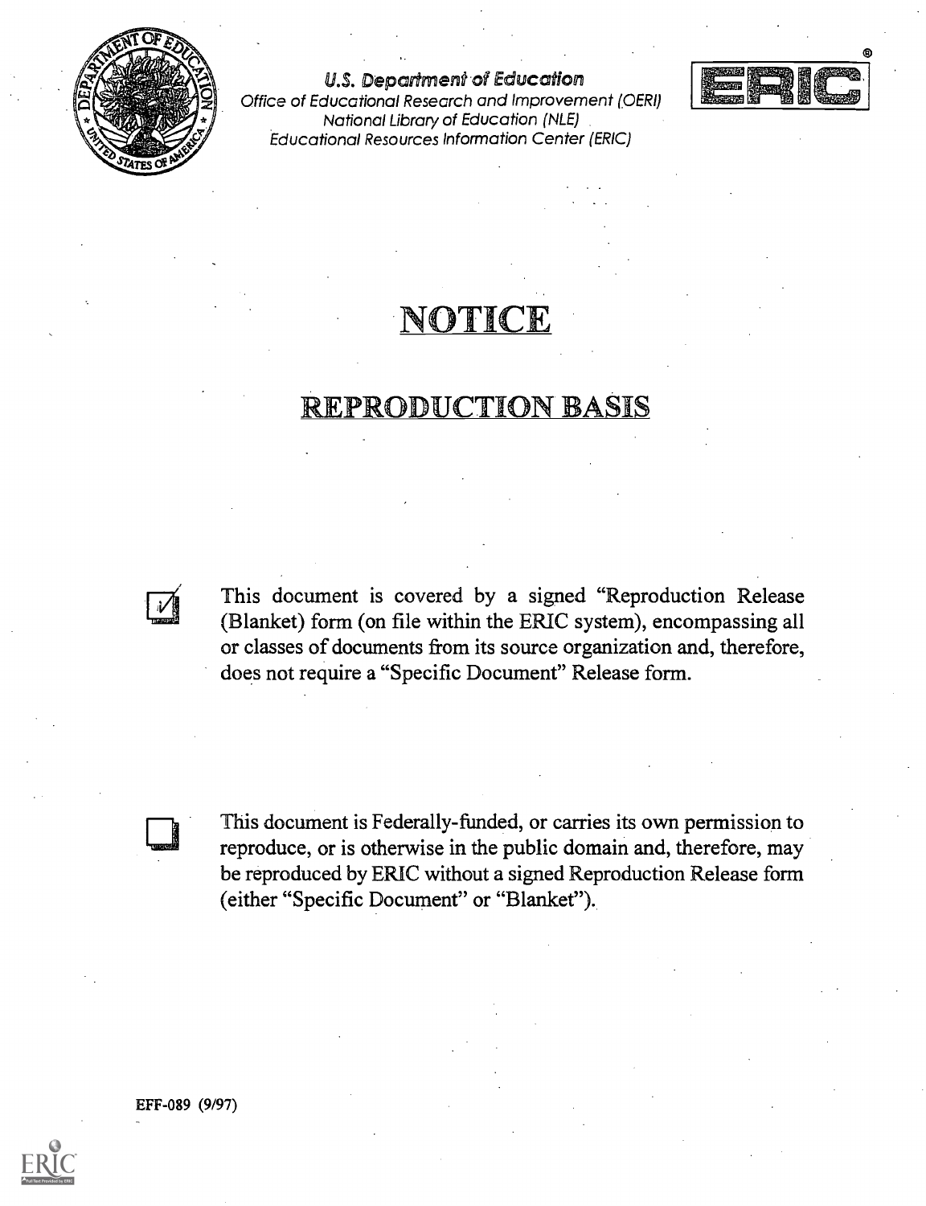U.S. Department of Education
Office of Educational Research and Improvement (OERI)
National Library of Education (NLE)
Educational Resources Information Center (ERIC)

# NOTICE

## REPRODUCTION BASIS

- [x] This document is covered by a signed "Reproduction Release (Blanket) form (on file within the ERIC system), encompassing all or classes of documents from its source organization and, therefore, does not require a "Specific Document" Release form.

- [ ] This document is Federally-funded, or carries its own permission to reproduce, or is otherwise in the public domain and, therefore, may be reproduced by ERIC without a signed Reproduction Release form (either "Specific Document" or "Blanket").

EFF-089 (9/97)